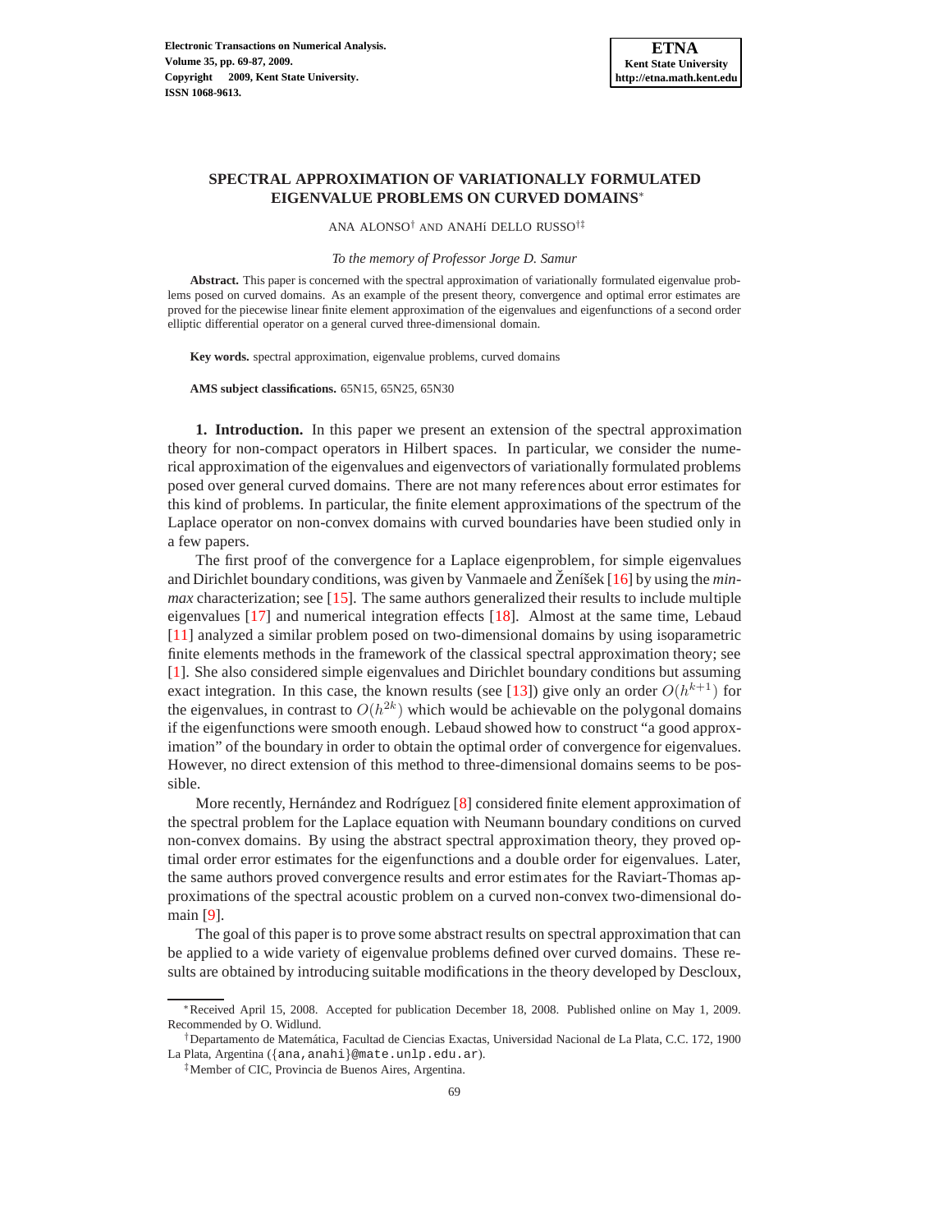# SPECTRAL APPROXIMATION OF VARIATIONALLY FORMULATED EIGENVALUE PROBLEMS ON CURVED DOMAINS*

ANA ALONSO† AND ANAHÍ DELLO RUSSO†‡

*To the memory of Professor Jorge D. Samur*

**Abstract.** This paper is concerned with the spectral approximation of variationally formulated eigenvalue problems posed on curved domains. As an example of the present theory, convergence and optimal error estimates are proved for the piecewise linear finite element approximation of the eigenvalues and eigenfunctions of a second order elliptic differential operator on a general curved three-dimensional domain.

**Key words.** spectral approximation, eigenvalue problems, curved domains

**AMS subject classifications.** 65N15, 65N25, 65N30

**1. Introduction.** In this paper we present an extension of the spectral approximation theory for non-compact operators in Hilbert spaces. In particular, we consider the numerical approximation of the eigenvalues and eigenvectors of variationally formulated problems posed over general curved domains. There are not many references about error estimates for this kind of problems. In particular, the finite element approximations of the spectrum of the Laplace operator on non-convex domains with curved boundaries have been studied only in a few papers.

The first proof of the convergence for a Laplace eigenproblem, for simple eigenvalues and Dirichlet boundary conditions, was given by Vanmaele and Ženíšek [16] by using the *min-max* characterization; see [15]. The same authors generalized their results to include multiple eigenvalues [17] and numerical integration effects [18]. Almost at the same time, Lebaud [11] analyzed a similar problem posed on two-dimensional domains by using isoparametric finite elements methods in the framework of the classical spectral approximation theory; see [1]. She also considered simple eigenvalues and Dirichlet boundary conditions but assuming exact integration. In this case, the known results (see [13]) give only an order $O(h^{k+1})$ for the eigenvalues, in contrast to $O(h^{2k})$ which would be achievable on the polygonal domains if the eigenfunctions were smooth enough. Lebaud showed how to construct "a good approximation" of the boundary in order to obtain the optimal order of convergence for eigenvalues. However, no direct extension of this method to three-dimensional domains seems to be possible.

More recently, Hernández and Rodríguez [8] considered finite element approximation of the spectral problem for the Laplace equation with Neumann boundary conditions on curved non-convex domains. By using the abstract spectral approximation theory, they proved optimal order error estimates for the eigenfunctions and a double order for eigenvalues. Later, the same authors proved convergence results and error estimates for the Raviart-Thomas approximations of the spectral acoustic problem on a curved non-convex two-dimensional domain [9].

The goal of this paper is to prove some abstract results on spectral approximation that can be applied to a wide variety of eigenvalue problems defined over curved domains. These results are obtained by introducing suitable modifications in the theory developed by Descloux,

---

*Received April 15, 2008. Accepted for publication December 18, 2008. Published online on May 1, 2009. Recommended by O. Widlund.

†Departamento de Matemática, Facultad de Ciencias Exactas, Universidad Nacional de La Plata, C.C. 172, 1900 La Plata, Argentina ({ana,anahi}@mate.unlp.edu.ar).

‡Member of CIC, Provincia de Buenos Aires, Argentina.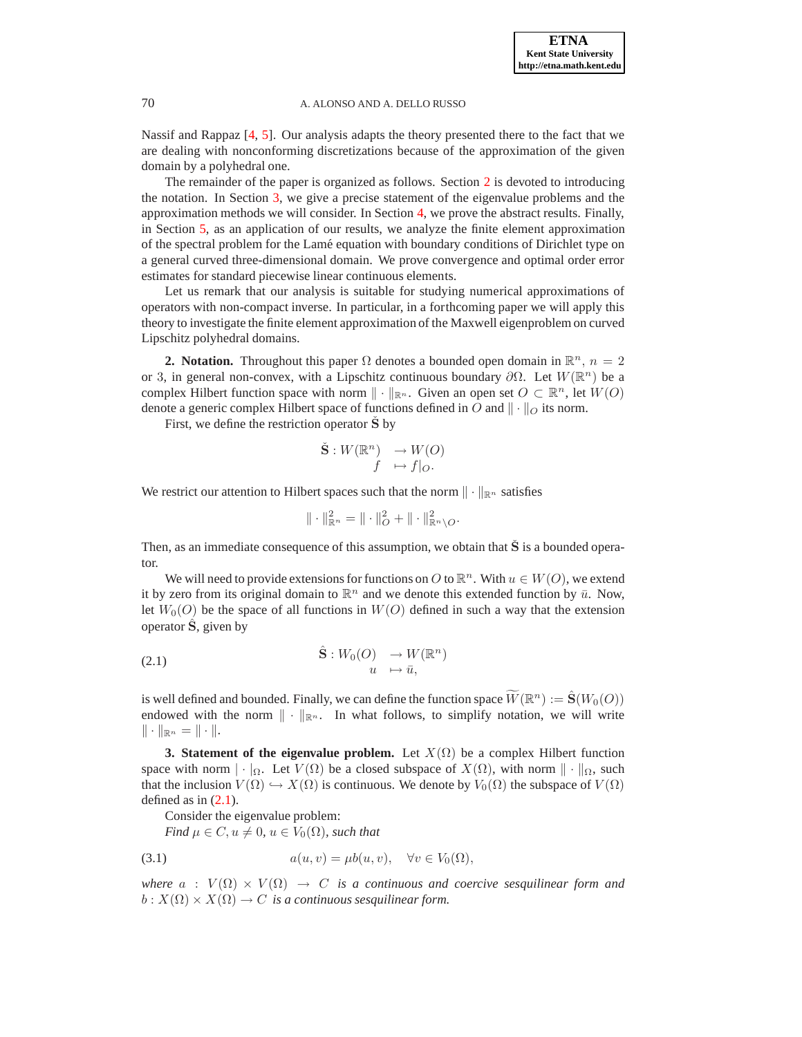Nassif and Rappaz [4, 5]. Our analysis adapts the theory presented there to the fact that we are dealing with nonconforming discretizations because of the approximation of the given domain by a polyhedral one.

The remainder of the paper is organized as follows. Section 2 is devoted to introducing the notation. In Section 3, we give a precise statement of the eigenvalue problems and the approximation methods we will consider. In Section 4, we prove the abstract results. Finally, in Section 5, as an application of our results, we analyze the finite element approximation of the spectral problem for the Lamé equation with boundary conditions of Dirichlet type on a general curved three-dimensional domain. We prove convergence and optimal order error estimates for standard piecewise linear continuous elements.

Let us remark that our analysis is suitable for studying numerical approximations of operators with non-compact inverse. In particular, in a forthcoming paper we will apply this theory to investigate the finite element approximation of the Maxwell eigenproblem on curved Lipschitz polyhedral domains.

## 2. Notation.

Throughout this paper $\Omega$ denotes a bounded open domain in $\mathbb{R}^n$, $n = 2$ or $3$, in general non-convex, with a Lipschitz continuous boundary $\partial\Omega$. Let $W(\mathbb{R}^n)$ be a complex Hilbert function space with norm $\|\cdot\|_{\mathbb{R}^n}$. Given an open set $O \subset \mathbb{R}^n$, let $W(O)$ denote a generic complex Hilbert space of functions defined in $O$ and $\|\cdot\|_O$ its norm.

First, we define the restriction operator $\check{\mathbf{S}}$ by

$$
\begin{aligned}
\check{\mathbf{S}} : W(\mathbb{R}^n) &\to W(O) \\
f &\mapsto f|_O.
\end{aligned}
$$

We restrict our attention to Hilbert spaces such that the norm $\|\cdot\|_{\mathbb{R}^n}$ satisfies

$$
\|\cdot\|_{\mathbb{R}^n}^2 = \|\cdot\|_O^2 + \|\cdot\|_{\mathbb{R}^n\setminus O}^2.
$$

Then, as an immediate consequence of this assumption, we obtain that $\check{\mathbf{S}}$ is a bounded operator.

We will need to provide extensions for functions on $O$ to $\mathbb{R}^n$. With $u \in W(O)$, we extend it by zero from its original domain to $\mathbb{R}^n$ and we denote this extended function by $\bar{u}$. Now, let $W_0(O)$ be the space of all functions in $W(O)$ defined in such a way that the extension operator $\hat{\mathbf{S}}$, given by

$$
\begin{aligned}
\hat{\mathbf{S}} : W_0(O) &\to W(\mathbb{R}^n) \\
u &\mapsto \bar{u},
\end{aligned}
\tag{2.1}
$$

is well defined and bounded. Finally, we can define the function space $\widetilde{W}(\mathbb{R}^n) := \hat{\mathbf{S}}(W_0(O))$ endowed with the norm $\|\cdot\|_{\mathbb{R}^n}$. In what follows, to simplify notation, we will write $\|\cdot\|_{\mathbb{R}^n} = \|\cdot\|$.

## 3. Statement of the eigenvalue problem.

Let $X(\Omega)$ be a complex Hilbert function space with norm $|\cdot|_\Omega$. Let $V(\Omega)$ be a closed subspace of $X(\Omega)$, with norm $\|\cdot\|_\Omega$, such that the inclusion $V(\Omega) \hookrightarrow X(\Omega)$ is continuous. We denote by $V_0(\Omega)$ the subspace of $V(\Omega)$ defined as in (2.1).

Consider the eigenvalue problem:

*Find $\mu \in C$, $u \neq 0$, $u \in V_0(\Omega)$, such that*

$$
a(u, v) = \mu b(u, v), \quad \forall v \in V_0(\Omega),
\tag{3.1}
$$

*where $a : V(\Omega) \times V(\Omega) \to C$ is a continuous and coercive sesquilinear form and $b : X(\Omega) \times X(\Omega) \to C$ is a continuous sesquilinear form.*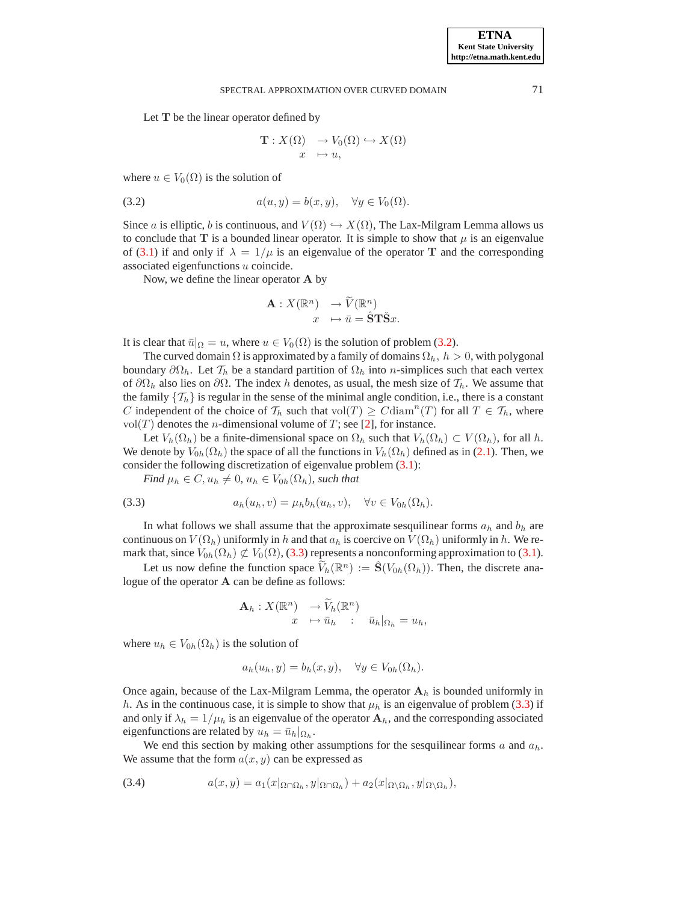Let $\mathbf{T}$ be the linear operator defined by

$$\begin{aligned} \mathbf{T}: X(\Omega) &\to V_0(\Omega) \hookrightarrow X(\Omega) \\ x &\mapsto u, \end{aligned}$$

where $u \in V_0(\Omega)$ is the solution of

$$a(u, y) = b(x, y), \quad \forall y \in V_0(\Omega). \tag{3.2}$$

Since $a$ is elliptic, $b$ is continuous, and $V(\Omega) \hookrightarrow X(\Omega)$, The Lax-Milgram Lemma allows us to conclude that $\mathbf{T}$ is a bounded linear operator. It is simple to show that $\mu$ is an eigenvalue of (3.1) if and only if $\lambda = 1/\mu$ is an eigenvalue of the operator $\mathbf{T}$ and the corresponding associated eigenfunctions $u$ coincide.

Now, we define the linear operator $\mathbf{A}$ by

$$\begin{aligned} \mathbf{A}: X(\mathbb{R}^n) &\to \widetilde{V}(\mathbb{R}^n) \\ x &\mapsto \bar{u} = \hat{\mathbf{S}}\mathbf{T}\check{\mathbf{S}}x. \end{aligned}$$

It is clear that $\bar{u}|_\Omega = u$, where $u \in V_0(\Omega)$ is the solution of problem (3.2).

The curved domain $\Omega$ is approximated by a family of domains $\Omega_h$, $h > 0$, with polygonal boundary $\partial\Omega_h$. Let $\mathcal{T}_h$ be a standard partition of $\Omega_h$ into $n$-simplices such that each vertex of $\partial\Omega_h$ also lies on $\partial\Omega$. The index $h$ denotes, as usual, the mesh size of $\mathcal{T}_h$. We assume that the family $\{\mathcal{T}_h\}$ is regular in the sense of the minimal angle condition, i.e., there is a constant $C$ independent of the choice of $\mathcal{T}_h$ such that $\mathrm{vol}(T) \geq C\mathrm{diam}^n(T)$ for all $T \in \mathcal{T}_h$, where $\mathrm{vol}(T)$ denotes the $n$-dimensional volume of $T$; see [2], for instance.

Let $V_h(\Omega_h)$ be a finite-dimensional space on $\Omega_h$ such that $V_h(\Omega_h) \subset V(\Omega_h)$, for all $h$. We denote by $V_{0h}(\Omega_h)$ the space of all the functions in $V_h(\Omega_h)$ defined as in (2.1). Then, we consider the following discretization of eigenvalue problem (3.1):

*Find* $\mu_h \in C$, $u_h \neq 0$, $u_h \in V_{0h}(\Omega_h)$, *such that*

$$a_h(u_h, v) = \mu_h b_h(u_h, v), \quad \forall v \in V_{0h}(\Omega_h). \tag{3.3}$$

In what follows we shall assume that the approximate sesquilinear forms $a_h$ and $b_h$ are continuous on $V(\Omega_h)$ uniformly in $h$ and that $a_h$ is coercive on $V(\Omega_h)$ uniformly in $h$. We remark that, since $V_{0h}(\Omega_h) \not\subset V_0(\Omega)$, (3.3) represents a nonconforming approximation to (3.1).

Let us now define the function space $\widetilde{V}_h(\mathbb{R}^n) := \hat{\mathbf{S}}(V_{0h}(\Omega_h))$. Then, the discrete analogue of the operator $\mathbf{A}$ can be define as follows:

$$\begin{aligned} \mathbf{A}_h: X(\mathbb{R}^n) &\to \widetilde{V}_h(\mathbb{R}^n) \\ x &\mapsto \bar{u}_h \quad : \quad \bar{u}_h|_{\Omega_h} = u_h, \end{aligned}$$

where $u_h \in V_{0h}(\Omega_h)$ is the solution of

$$a_h(u_h, y) = b_h(x, y), \quad \forall y \in V_{0h}(\Omega_h).$$

Once again, because of the Lax-Milgram Lemma, the operator $\mathbf{A}_h$ is bounded uniformly in $h$. As in the continuous case, it is simple to show that $\mu_h$ is an eigenvalue of problem (3.3) if and only if $\lambda_h = 1/\mu_h$ is an eigenvalue of the operator $\mathbf{A}_h$, and the corresponding associated eigenfunctions are related by $u_h = \bar{u}_h|_{\Omega_h}$.

We end this section by making other assumptions for the sesquilinear forms $a$ and $a_h$. We assume that the form $a(x, y)$ can be expressed as

$$a(x, y) = a_1(x|_{\Omega\cap\Omega_h}, y|_{\Omega\cap\Omega_h}) + a_2(x|_{\Omega\setminus\Omega_h}, y|_{\Omega\setminus\Omega_h}), \tag{3.4}$$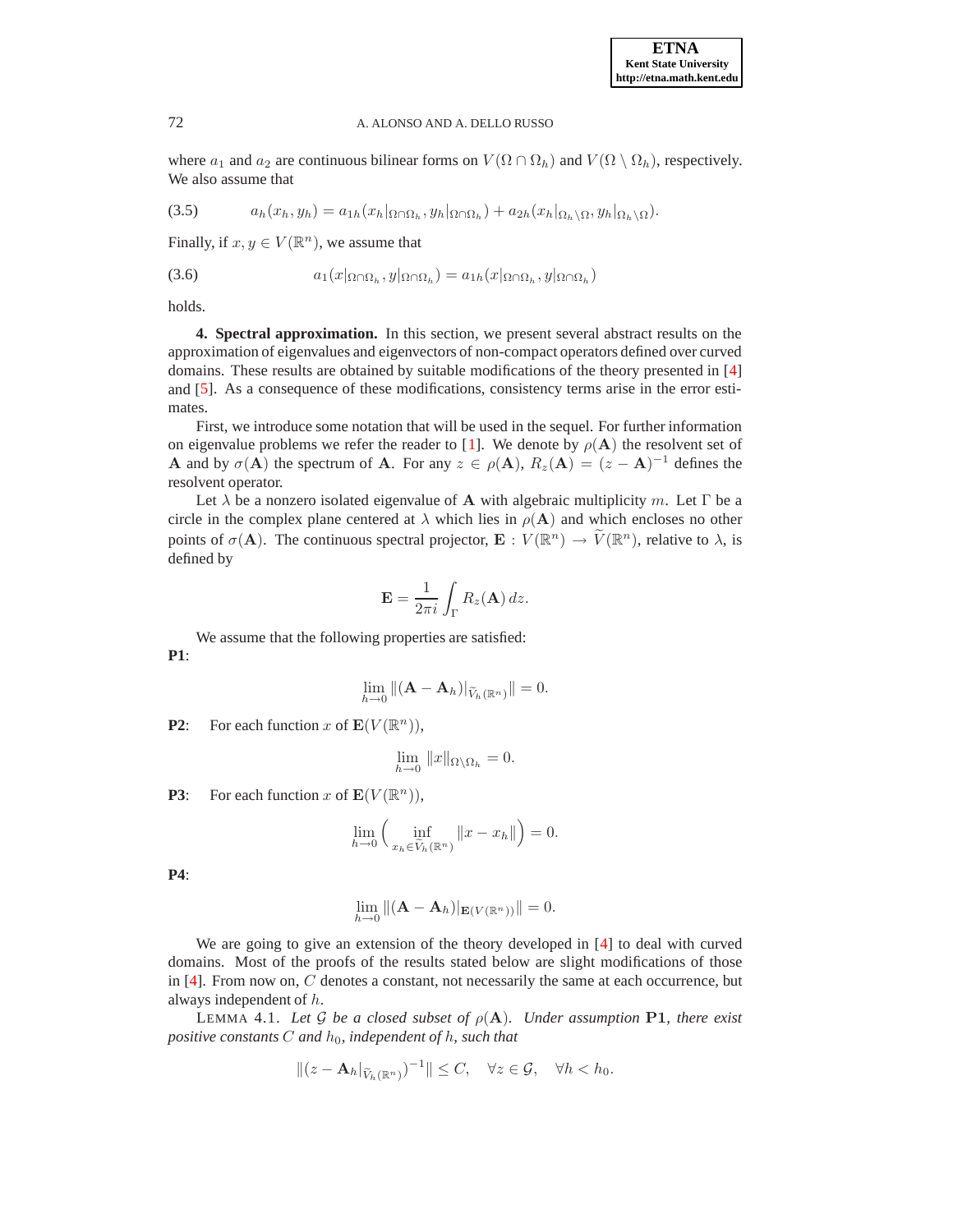where $a_1$ and $a_2$ are continuous bilinear forms on $V(\Omega \cap \Omega_h)$ and $V(\Omega \setminus \Omega_h)$, respectively. We also assume that

$$a_h(x_h, y_h) = a_{1h}(x_h|_{\Omega\cap\Omega_h}, y_h|_{\Omega\cap\Omega_h}) + a_{2h}(x_h|_{\Omega_h\setminus\Omega}, y_h|_{\Omega_h\setminus\Omega}). \tag{3.5}$$

Finally, if $x, y \in V(\mathbb{R}^n)$, we assume that

$$a_1(x|_{\Omega\cap\Omega_h}, y|_{\Omega\cap\Omega_h}) = a_{1h}(x|_{\Omega\cap\Omega_h}, y|_{\Omega\cap\Omega_h}) \tag{3.6}$$

holds.

**4. Spectral approximation.** In this section, we present several abstract results on the approximation of eigenvalues and eigenvectors of non-compact operators defined over curved domains. These results are obtained by suitable modifications of the theory presented in [4] and [5]. As a consequence of these modifications, consistency terms arise in the error estimates.

First, we introduce some notation that will be used in the sequel. For further information on eigenvalue problems we refer the reader to [1]. We denote by $\rho(\mathbf{A})$ the resolvent set of $\mathbf{A}$ and by $\sigma(\mathbf{A})$ the spectrum of $\mathbf{A}$. For any $z \in \rho(\mathbf{A})$, $R_z(\mathbf{A}) = (z - \mathbf{A})^{-1}$ defines the resolvent operator.

Let $\lambda$ be a nonzero isolated eigenvalue of $\mathbf{A}$ with algebraic multiplicity $m$. Let $\Gamma$ be a circle in the complex plane centered at $\lambda$ which lies in $\rho(\mathbf{A})$ and which encloses no other points of $\sigma(\mathbf{A})$. The continuous spectral projector, $\mathbf{E} : V(\mathbb{R}^n) \to \widetilde{V}(\mathbb{R}^n)$, relative to $\lambda$, is defined by

$$\mathbf{E} = \frac{1}{2\pi i}\int_\Gamma R_z(\mathbf{A})\, dz.$$

We assume that the following properties are satisfied:

**P1**:

$$\lim_{h\to 0} \|(\mathbf{A} - \mathbf{A}_h)|_{\widetilde{V}_h(\mathbb{R}^n)}\| = 0.$$

**P2**: For each function $x$ of $\mathbf{E}(V(\mathbb{R}^n))$,

$$\lim_{h\to 0} \|x\|_{\Omega\setminus\Omega_h} = 0.$$

**P3**: For each function $x$ of $\mathbf{E}(V(\mathbb{R}^n))$,

$$\lim_{h\to 0}\Big( \inf_{x_h \in \widetilde{V}_h(\mathbb{R}^n)} \|x - x_h\|\Big) = 0.$$

**P4**:

$$\lim_{h\to 0} \|(\mathbf{A} - \mathbf{A}_h)|_{\mathbf{E}(V(\mathbb{R}^n))}\| = 0.$$

We are going to give an extension of the theory developed in [4] to deal with curved domains. Most of the proofs of the results stated below are slight modifications of those in [4]. From now on, $C$ denotes a constant, not necessarily the same at each occurrence, but always independent of $h$.

LEMMA 4.1. *Let $\mathcal{G}$ be a closed subset of $\rho(\mathbf{A})$. Under assumption* **P1**, *there exist positive constants $C$ and $h_0$, independent of $h$, such that*

$$\|(z - \mathbf{A}_h|_{\widetilde{V}_h(\mathbb{R}^n)})^{-1}\| \le C, \quad \forall z \in \mathcal{G}, \quad \forall h < h_0.$$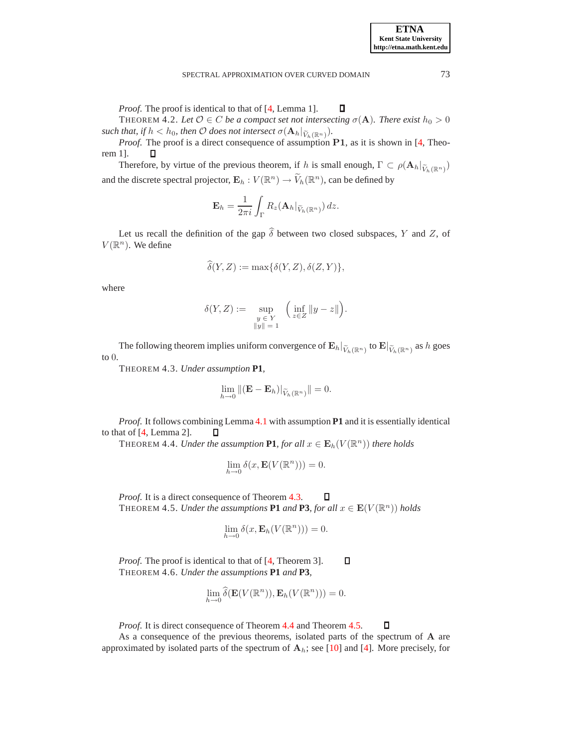*Proof.* The proof is identical to that of [4, Lemma 1]. ∎

THEOREM 4.2. *Let $\mathcal{O} \in C$ be a compact set not intersecting $\sigma(\mathbf{A})$. There exist $h_0 > 0$ such that, if $h < h_0$, then $\mathcal{O}$ does not intersect $\sigma(\mathbf{A}_h|_{\widetilde{V}_h(\mathbb{R}^n)})$.*

*Proof.* The proof is a direct consequence of assumption **P1**, as it is shown in [4, Theorem 1]. ∎

Therefore, by virtue of the previous theorem, if $h$ is small enough, $\Gamma \subset \rho(\mathbf{A}_h|_{\widetilde{V}_h(\mathbb{R}^n)})$ and the discrete spectral projector, $\mathbf{E}_h : V(\mathbb{R}^n) \to \widetilde{V}_h(\mathbb{R}^n)$, can be defined by

$$\mathbf{E}_h = \frac{1}{2\pi i} \int_\Gamma R_z(\mathbf{A}_h|_{\widetilde{V}_h(\mathbb{R}^n)})\, dz.$$

Let us recall the definition of the gap $\widehat{\delta}$ between two closed subspaces, $Y$ and $Z$, of $V(\mathbb{R}^n)$. We define

$$\widehat{\delta}(Y, Z) := \max\{\delta(Y, Z), \delta(Z, Y)\},$$

where

$$\delta(Y, Z) := \sup_{\substack{y \in Y \\ \|y\| = 1}} \Big( \inf_{z \in Z} \|y - z\| \Big).$$

The following theorem implies uniform convergence of $\mathbf{E}_h|_{\widetilde{V}_h(\mathbb{R}^n)}$ to $\mathbf{E}|_{\widetilde{V}_h(\mathbb{R}^n)}$ as $h$ goes to $0$.

THEOREM 4.3. *Under assumption* **P1**,

$$\lim_{h \to 0} \|(\mathbf{E} - \mathbf{E}_h)|_{\widetilde{V}_h(\mathbb{R}^n)}\| = 0.$$

*Proof.* It follows combining Lemma 4.1 with assumption **P1** and it is essentially identical to that of [4, Lemma 2]. ∎

THEOREM 4.4. *Under the assumption* **P1**, *for all $x \in \mathbf{E}_h(V(\mathbb{R}^n))$ there holds*

$$\lim_{h \to 0} \delta(x, \mathbf{E}(V(\mathbb{R}^n))) = 0.$$

*Proof.* It is a direct consequence of Theorem 4.3. ∎

THEOREM 4.5. *Under the assumptions* **P1** *and* **P3**, *for all $x \in \mathbf{E}(V(\mathbb{R}^n))$ holds*

$$\lim_{h \to 0} \delta(x, \mathbf{E}_h(V(\mathbb{R}^n))) = 0.$$

*Proof.* The proof is identical to that of [4, Theorem 3]. ∎

THEOREM 4.6. *Under the assumptions* **P1** *and* **P3**,

$$\lim_{h \to 0} \widehat{\delta}(\mathbf{E}(V(\mathbb{R}^n)), \mathbf{E}_h(V(\mathbb{R}^n))) = 0.$$

*Proof.* It is direct consequence of Theorem 4.4 and Theorem 4.5. ∎

As a consequence of the previous theorems, isolated parts of the spectrum of $\mathbf{A}$ are approximated by isolated parts of the spectrum of $\mathbf{A}_h$; see [10] and [4]. More precisely, for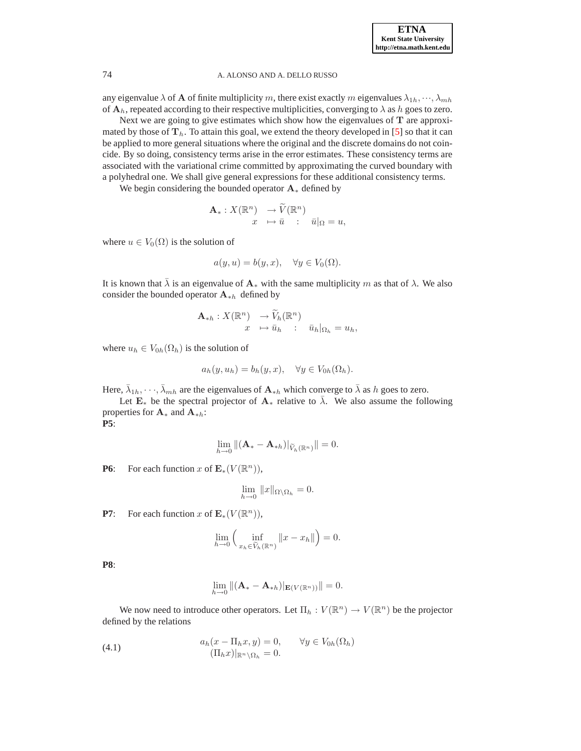any eigenvalue $\lambda$ of $\mathbf{A}$ of finite multiplicity $m$, there exist exactly $m$ eigenvalues $\lambda_{1h}, \cdots, \lambda_{mh}$ of $\mathbf{A}_h$, repeated according to their respective multiplicities, converging to $\lambda$ as $h$ goes to zero.

Next we are going to give estimates which show how the eigenvalues of $\mathbf{T}$ are approximated by those of $\mathbf{T}_h$. To attain this goal, we extend the theory developed in [5] so that it can be applied to more general situations where the original and the discrete domains do not coincide. By so doing, consistency terms arise in the error estimates. These consistency terms are associated with the variational crime committed by approximating the curved boundary with a polyhedral one. We shall give general expressions for these additional consistency terms.

We begin considering the bounded operator $\mathbf{A}_*$ defined by

$$\begin{array}{rll} \mathbf{A}_* : X(\mathbb{R}^n) & \rightarrow \widetilde{V}(\mathbb{R}^n) & \\ x & \mapsto \bar{u} \quad : & \bar{u}|_\Omega = u, \end{array}$$

where $u \in V_0(\Omega)$ is the solution of

$$a(y, u) = b(y, x), \quad \forall y \in V_0(\Omega).$$

It is known that $\bar{\lambda}$ is an eigenvalue of $\mathbf{A}_*$ with the same multiplicity $m$ as that of $\lambda$. We also consider the bounded operator $\mathbf{A}_{*h}$ defined by

$$\begin{array}{rll} \mathbf{A}_{*h} : X(\mathbb{R}^n) & \rightarrow \widetilde{V}_h(\mathbb{R}^n) & \\ x & \mapsto \bar{u}_h \quad : & \bar{u}_h|_{\Omega_h} = u_h, \end{array}$$

where $u_h \in V_{0h}(\Omega_h)$ is the solution of

$$a_h(y, u_h) = b_h(y, x), \quad \forall y \in V_{0h}(\Omega_h).$$

Here, $\bar{\lambda}_{1h}, \cdots, \bar{\lambda}_{mh}$ are the eigenvalues of $\mathbf{A}_{*h}$ which converge to $\bar{\lambda}$ as $h$ goes to zero.

Let $\mathbf{E}_*$ be the spectral projector of $\mathbf{A}_*$ relative to $\bar{\lambda}$. We also assume the following properties for $\mathbf{A}_*$ and $\mathbf{A}_{*h}$:

**P5**:

$$\lim_{h\to 0} \|(\mathbf{A}_* - \mathbf{A}_{*h})|_{\widetilde{V}_h(\mathbb{R}^n)}\| = 0.$$

**P6**: For each function $x$ of $\mathbf{E}_*(V(\mathbb{R}^n))$,

$$\lim_{h\to 0} \|x\|_{\Omega\setminus\Omega_h} = 0.$$

**P7**: For each function $x$ of $\mathbf{E}_*(V(\mathbb{R}^n))$,

$$\lim_{h\to 0} \Big( \inf_{x_h \in \widetilde{V}_h(\mathbb{R}^n)} \|x - x_h\| \Big) = 0.$$

**P8**:

$$\lim_{h\to 0} \|(\mathbf{A}_* - \mathbf{A}_{*h})|_{\mathbf{E}(V(\mathbb{R}^n))}\| = 0.$$

We now need to introduce other operators. Let $\Pi_h : V(\mathbb{R}^n) \rightarrow V(\mathbb{R}^n)$ be the projector defined by the relations

$$\begin{array}{ll} a_h(x - \Pi_h x, y) = 0, & \forall y \in V_{0h}(\Omega_h) \\ (\Pi_h x)|_{\mathbb{R}^n\setminus\Omega_h} = 0. & \end{array} \tag{4.1}$$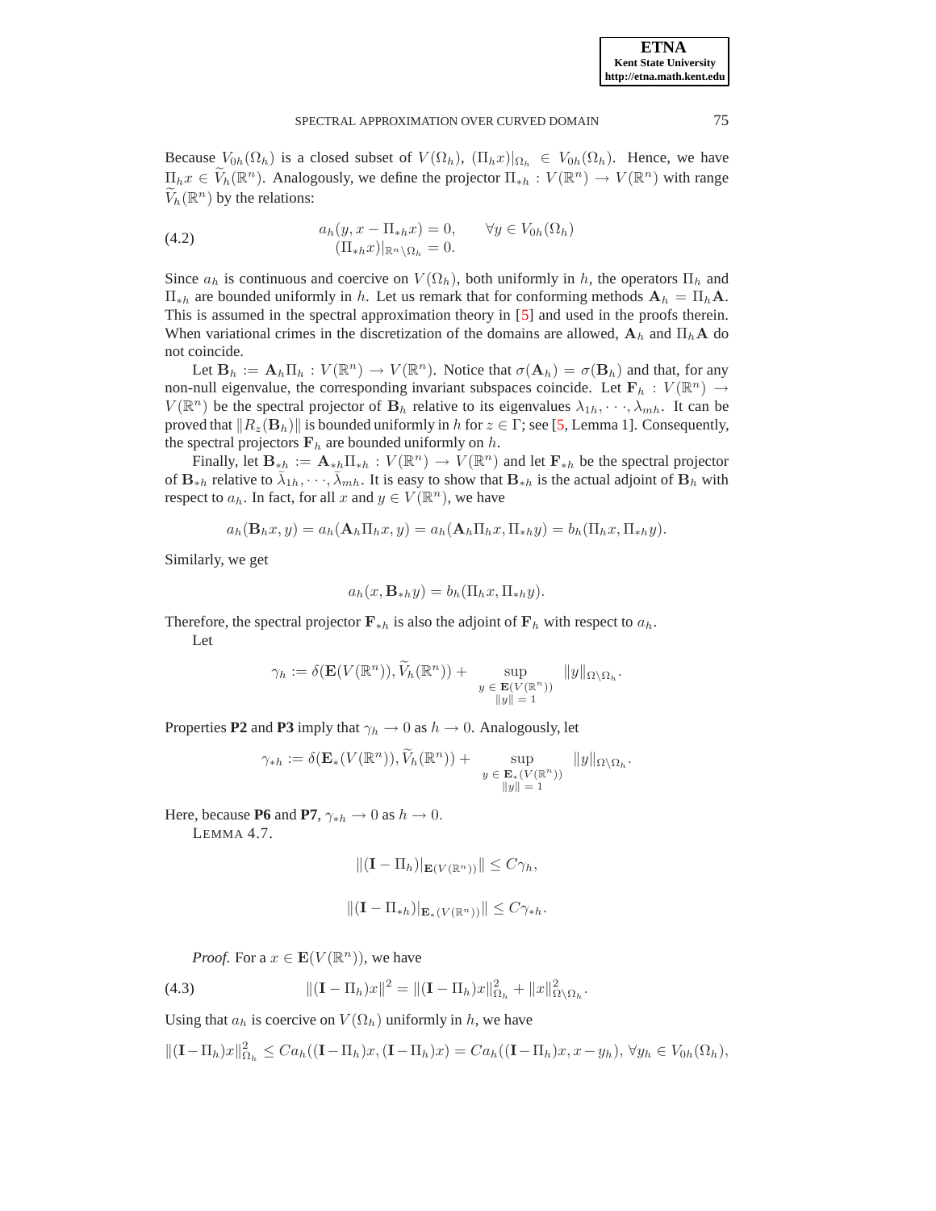Because $V_{0h}(\Omega_h)$ is a closed subset of $V(\Omega_h)$, $(\Pi_h x)|_{\Omega_h} \in V_{0h}(\Omega_h)$. Hence, we have $\Pi_h x \in \widetilde{V}_h(\mathbb{R}^n)$. Analogously, we define the projector $\Pi_{*h} : V(\mathbb{R}^n) \to V(\mathbb{R}^n)$ with range $\widetilde{V}_h(\mathbb{R}^n)$ by the relations:

$$
\begin{aligned}
a_h(y, x - \Pi_{*h} x) = 0, \qquad & \forall y \in V_{0h}(\Omega_h) \\
(\Pi_{*h} x)|_{\mathbb{R}^n \setminus \Omega_h} = 0. &
\end{aligned}
\tag{4.2}
$$

Since $a_h$ is continuous and coercive on $V(\Omega_h)$, both uniformly in $h$, the operators $\Pi_h$ and $\Pi_{*h}$ are bounded uniformly in $h$. Let us remark that for conforming methods $\mathbf{A}_h = \Pi_h \mathbf{A}$. This is assumed in the spectral approximation theory in [5] and used in the proofs therein. When variational crimes in the discretization of the domains are allowed, $\mathbf{A}_h$ and $\Pi_h \mathbf{A}$ do not coincide.

Let $\mathbf{B}_h := \mathbf{A}_h \Pi_h : V(\mathbb{R}^n) \to V(\mathbb{R}^n)$. Notice that $\sigma(\mathbf{A}_h) = \sigma(\mathbf{B}_h)$ and that, for any non-null eigenvalue, the corresponding invariant subspaces coincide. Let $\mathbf{F}_h : V(\mathbb{R}^n) \to V(\mathbb{R}^n)$ be the spectral projector of $\mathbf{B}_h$ relative to its eigenvalues $\lambda_{1h}, \cdots, \lambda_{mh}$. It can be proved that $\|R_z(\mathbf{B}_h)\|$ is bounded uniformly in $h$ for $z \in \Gamma$; see [5, Lemma 1]. Consequently, the spectral projectors $\mathbf{F}_h$ are bounded uniformly on $h$.

Finally, let $\mathbf{B}_{*h} := \mathbf{A}_{*h} \Pi_{*h} : V(\mathbb{R}^n) \to V(\mathbb{R}^n)$ and let $\mathbf{F}_{*h}$ be the spectral projector of $\mathbf{B}_{*h}$ relative to $\bar{\lambda}_{1h}, \cdots, \bar{\lambda}_{mh}$. It is easy to show that $\mathbf{B}_{*h}$ is the actual adjoint of $\mathbf{B}_h$ with respect to $a_h$. In fact, for all $x$ and $y \in V(\mathbb{R}^n)$, we have

$$
a_h(\mathbf{B}_h x, y) = a_h(\mathbf{A}_h \Pi_h x, y) = a_h(\mathbf{A}_h \Pi_h x, \Pi_{*h} y) = b_h(\Pi_h x, \Pi_{*h} y).
$$

Similarly, we get

$$
a_h(x, \mathbf{B}_{*h} y) = b_h(\Pi_h x, \Pi_{*h} y).
$$

Therefore, the spectral projector $\mathbf{F}_{*h}$ is also the adjoint of $\mathbf{F}_h$ with respect to $a_h$.

Let

$$
\gamma_h := \delta(\mathbf{E}(V(\mathbb{R}^n)), \widetilde{V}_h(\mathbb{R}^n)) + \sup_{\substack{y \,\in\, \mathbf{E}(V(\mathbb{R}^n)) \\ \|y\| \,=\, 1}} \|y\|_{\Omega \setminus \Omega_h}.
$$

Properties **P2** and **P3** imply that $\gamma_h \to 0$ as $h \to 0$. Analogously, let

$$
\gamma_{*h} := \delta(\mathbf{E}_*(V(\mathbb{R}^n)), \widetilde{V}_h(\mathbb{R}^n)) + \sup_{\substack{y \,\in\, \mathbf{E}_*(V(\mathbb{R}^n)) \\ \|y\| \,=\, 1}} \|y\|_{\Omega \setminus \Omega_h}.
$$

Here, because **P6** and **P7**, $\gamma_{*h} \to 0$ as $h \to 0$.

LEMMA 4.7.

$$
\|(\mathbf{I} - \Pi_h)|_{\mathbf{E}(V(\mathbb{R}^n))}\| \le C\gamma_h,
$$

$$
\|(\mathbf{I} - \Pi_{*h})|_{\mathbf{E}_*(V(\mathbb{R}^n))}\| \le C\gamma_{*h}.
$$

*Proof.* For a $x \in \mathbf{E}(V(\mathbb{R}^n))$, we have

$$
\|(\mathbf{I} - \Pi_h)x\|^2 = \|(\mathbf{I} - \Pi_h)x\|^2_{\Omega_h} + \|x\|^2_{\Omega \setminus \Omega_h}. \tag{4.3}
$$

Using that $a_h$ is coercive on $V(\Omega_h)$ uniformly in $h$, we have

$$
\|(\mathbf{I} - \Pi_h)x\|^2_{\Omega_h} \le C a_h((\mathbf{I} - \Pi_h)x, (\mathbf{I} - \Pi_h)x) = C a_h((\mathbf{I} - \Pi_h)x, x - y_h), \ \forall y_h \in V_{0h}(\Omega_h),
$$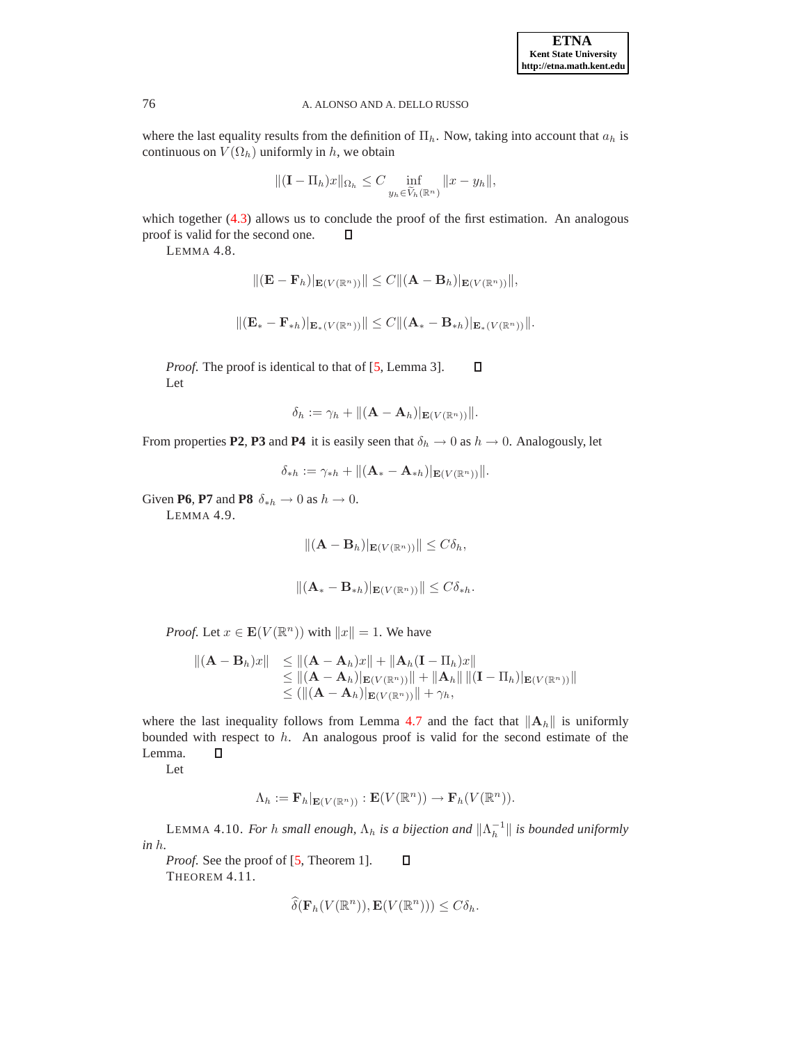where the last equality results from the definition of $\Pi_h$. Now, taking into account that $a_h$ is continuous on $V(\Omega_h)$ uniformly in $h$, we obtain

$$\|(\mathbf{I} - \Pi_h)x\|_{\Omega_h} \leq C \inf_{y_h \in \widetilde{V}_h(\mathbb{R}^n)} \|x - y_h\|,$$

which together (4.3) allows us to conclude the proof of the first estimation. An analogous proof is valid for the second one. ☐

LEMMA 4.8.

$$\|(\mathbf{E} - \mathbf{F}_h)|_{\mathbf{E}(V(\mathbb{R}^n))}\| \leq C \|(\mathbf{A} - \mathbf{B}_h)|_{\mathbf{E}(V(\mathbb{R}^n))}\|,$$

$$\|(\mathbf{E}_* - \mathbf{F}_{*h})|_{\mathbf{E}_*(V(\mathbb{R}^n))}\| \leq C \|(\mathbf{A}_* - \mathbf{B}_{*h})|_{\mathbf{E}_*(V(\mathbb{R}^n))}\|.$$

*Proof.* The proof is identical to that of [5, Lemma 3]. ☐

Let

$$\delta_h := \gamma_h + \|(\mathbf{A} - \mathbf{A}_h)|_{\mathbf{E}(V(\mathbb{R}^n))}\|.$$

From properties **P2**, **P3** and **P4** it is easily seen that $\delta_h \to 0$ as $h \to 0$. Analogously, let

$$\delta_{*h} := \gamma_{*h} + \|(\mathbf{A}_* - \mathbf{A}_{*h})|_{\mathbf{E}(V(\mathbb{R}^n))}\|.$$

Given **P6**, **P7** and **P8** $\delta_{*h} \to 0$ as $h \to 0$.

LEMMA 4.9.

$$\|(\mathbf{A} - \mathbf{B}_h)|_{\mathbf{E}(V(\mathbb{R}^n))}\| \leq C\delta_h,$$

$$\|(\mathbf{A}_* - \mathbf{B}_{*h})|_{\mathbf{E}(V(\mathbb{R}^n))}\| \leq C\delta_{*h}.$$

*Proof.* Let $x \in \mathbf{E}(V(\mathbb{R}^n))$ with $\|x\| = 1$. We have

$$\begin{aligned}
\|(\mathbf{A} - \mathbf{B}_h)x\| &\leq \|(\mathbf{A} - \mathbf{A}_h)x\| + \|\mathbf{A}_h(\mathbf{I} - \Pi_h)x\| \\
&\leq \|(\mathbf{A} - \mathbf{A}_h)|_{\mathbf{E}(V(\mathbb{R}^n))}\| + \|\mathbf{A}_h\| \, \|(\mathbf{I} - \Pi_h)|_{\mathbf{E}(V(\mathbb{R}^n))}\| \\
&\leq (\|(\mathbf{A} - \mathbf{A}_h)|_{\mathbf{E}(V(\mathbb{R}^n))}\| + \gamma_h,
\end{aligned}$$

where the last inequality follows from Lemma 4.7 and the fact that $\|\mathbf{A}_h\|$ is uniformly bounded with respect to $h$. An analogous proof is valid for the second estimate of the Lemma. ☐

Let

$$\Lambda_h := \mathbf{F}_h|_{\mathbf{E}(V(\mathbb{R}^n))} : \mathbf{E}(V(\mathbb{R}^n)) \to \mathbf{F}_h(V(\mathbb{R}^n)).$$

LEMMA 4.10. *For $h$ small enough, $\Lambda_h$ is a bijection and $\|\Lambda_h^{-1}\|$ is bounded uniformly in $h$.*

*Proof.* See the proof of [5, Theorem 1]. ☐

THEOREM 4.11.

$$\widehat{\delta}(\mathbf{F}_h(V(\mathbb{R}^n)), \mathbf{E}(V(\mathbb{R}^n))) \leq C\delta_h.$$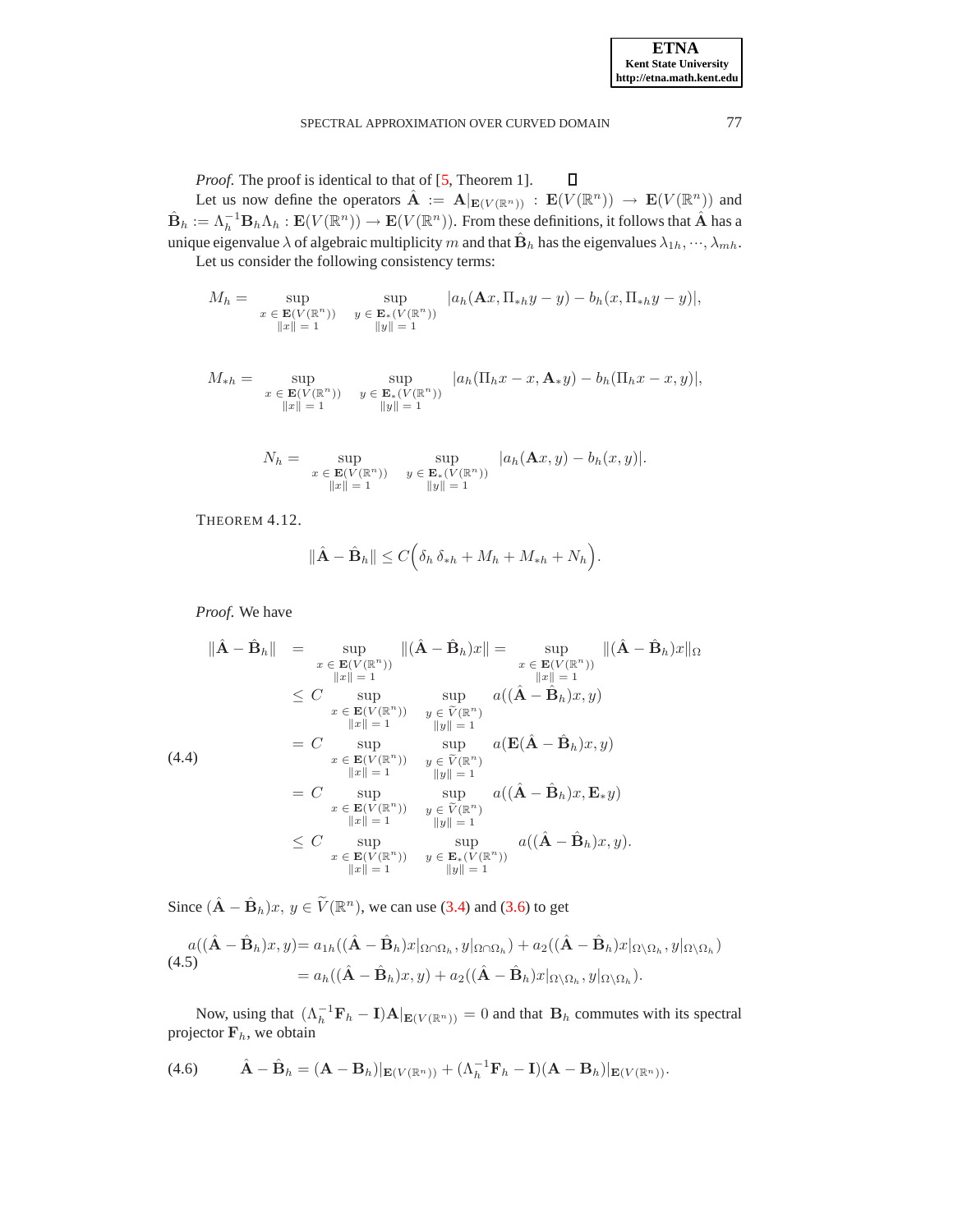*Proof.* The proof is identical to that of [5, Theorem 1]. ∎

Let us now define the operators $\hat{\mathbf{A}} := \mathbf{A}|_{\mathbf{E}(V(\mathbb{R}^n))} : \mathbf{E}(V(\mathbb{R}^n)) \to \mathbf{E}(V(\mathbb{R}^n))$ and $\hat{\mathbf{B}}_h := \Lambda_h^{-1}\mathbf{B}_h\Lambda_h : \mathbf{E}(V(\mathbb{R}^n)) \to \mathbf{E}(V(\mathbb{R}^n))$. From these definitions, it follows that $\hat{\mathbf{A}}$ has a unique eigenvalue $\lambda$ of algebraic multiplicity $m$ and that $\hat{\mathbf{B}}_h$ has the eigenvalues $\lambda_{1h}, \cdots, \lambda_{mh}$.

Let us consider the following consistency terms:

$$M_h = \sup_{\substack{x \in \mathbf{E}(V(\mathbb{R}^n)) \\ \|x\| = 1}} \sup_{\substack{y \in \mathbf{E}_*(V(\mathbb{R}^n)) \\ \|y\| = 1}} |a_h(\mathbf{A}x, \Pi_{*h}y - y) - b_h(x, \Pi_{*h}y - y)|,$$

$$M_{*h} = \sup_{\substack{x \in \mathbf{E}(V(\mathbb{R}^n)) \\ \|x\| = 1}} \sup_{\substack{y \in \mathbf{E}_*(V(\mathbb{R}^n)) \\ \|y\| = 1}} |a_h(\Pi_h x - x, \mathbf{A}_* y) - b_h(\Pi_h x - x, y)|,$$

$$N_h = \sup_{\substack{x \in \mathbf{E}(V(\mathbb{R}^n)) \\ \|x\| = 1}} \sup_{\substack{y \in \mathbf{E}_*(V(\mathbb{R}^n)) \\ \|y\| = 1}} |a_h(\mathbf{A}x, y) - b_h(x, y)|.$$

THEOREM 4.12.

$$\|\hat{\mathbf{A}} - \hat{\mathbf{B}}_h\| \le C\Big(\delta_h\,\delta_{*h} + M_h + M_{*h} + N_h\Big).$$

*Proof.* We have

$$\begin{aligned}
\|\hat{\mathbf{A}} - \hat{\mathbf{B}}_h\| &= \sup_{\substack{x \in \mathbf{E}(V(\mathbb{R}^n)) \\ \|x\| = 1}} \|(\hat{\mathbf{A}} - \hat{\mathbf{B}}_h)x\| = \sup_{\substack{x \in \mathbf{E}(V(\mathbb{R}^n)) \\ \|x\| = 1}} \|(\hat{\mathbf{A}} - \hat{\mathbf{B}}_h)x\|_\Omega \\
&\le C \sup_{\substack{x \in \mathbf{E}(V(\mathbb{R}^n)) \\ \|x\| = 1}} \sup_{\substack{y \in \widetilde{V}(\mathbb{R}^n) \\ \|y\| = 1}} a((\hat{\mathbf{A}} - \hat{\mathbf{B}}_h)x, y) \\
&= C \sup_{\substack{x \in \mathbf{E}(V(\mathbb{R}^n)) \\ \|x\| = 1}} \sup_{\substack{y \in \widetilde{V}(\mathbb{R}^n) \\ \|y\| = 1}} a(\mathbf{E}(\hat{\mathbf{A}} - \hat{\mathbf{B}}_h)x, y) \\
&= C \sup_{\substack{x \in \mathbf{E}(V(\mathbb{R}^n)) \\ \|x\| = 1}} \sup_{\substack{y \in \widetilde{V}(\mathbb{R}^n) \\ \|y\| = 1}} a((\hat{\mathbf{A}} - \hat{\mathbf{B}}_h)x, \mathbf{E}_* y) \\
&\le C \sup_{\substack{x \in \mathbf{E}(V(\mathbb{R}^n)) \\ \|x\| = 1}} \sup_{\substack{y \in \mathbf{E}_*(V(\mathbb{R}^n)) \\ \|y\| = 1}} a((\hat{\mathbf{A}} - \hat{\mathbf{B}}_h)x, y).
\end{aligned} \tag{4.4}$$

Since $(\hat{\mathbf{A}} - \hat{\mathbf{B}}_h)x,\ y \in \widetilde{V}(\mathbb{R}^n)$, we can use (3.4) and (3.6) to get

$$\begin{aligned}
a((\hat{\mathbf{A}} - \hat{\mathbf{B}}_h)x, y) &= a_{1h}((\hat{\mathbf{A}} - \hat{\mathbf{B}}_h)x|_{\Omega\cap\Omega_h}, y|_{\Omega\cap\Omega_h}) + a_2((\hat{\mathbf{A}} - \hat{\mathbf{B}}_h)x|_{\Omega\setminus\Omega_h}, y|_{\Omega\setminus\Omega_h}) \\
&= a_h((\hat{\mathbf{A}} - \hat{\mathbf{B}}_h)x, y) + a_2((\hat{\mathbf{A}} - \hat{\mathbf{B}}_h)x|_{\Omega\setminus\Omega_h}, y|_{\Omega\setminus\Omega_h}).
\end{aligned} \tag{4.5}$$

Now, using that $(\Lambda_h^{-1}\mathbf{F}_h - \mathbf{I})\mathbf{A}|_{\mathbf{E}(V(\mathbb{R}^n))} = 0$ and that $\mathbf{B}_h$ commutes with its spectral projector $\mathbf{F}_h$, we obtain

$$\hat{\mathbf{A}} - \hat{\mathbf{B}}_h = (\mathbf{A} - \mathbf{B}_h)|_{\mathbf{E}(V(\mathbb{R}^n))} + (\Lambda_h^{-1}\mathbf{F}_h - \mathbf{I})(\mathbf{A} - \mathbf{B}_h)|_{\mathbf{E}(V(\mathbb{R}^n))}. \tag{4.6}$$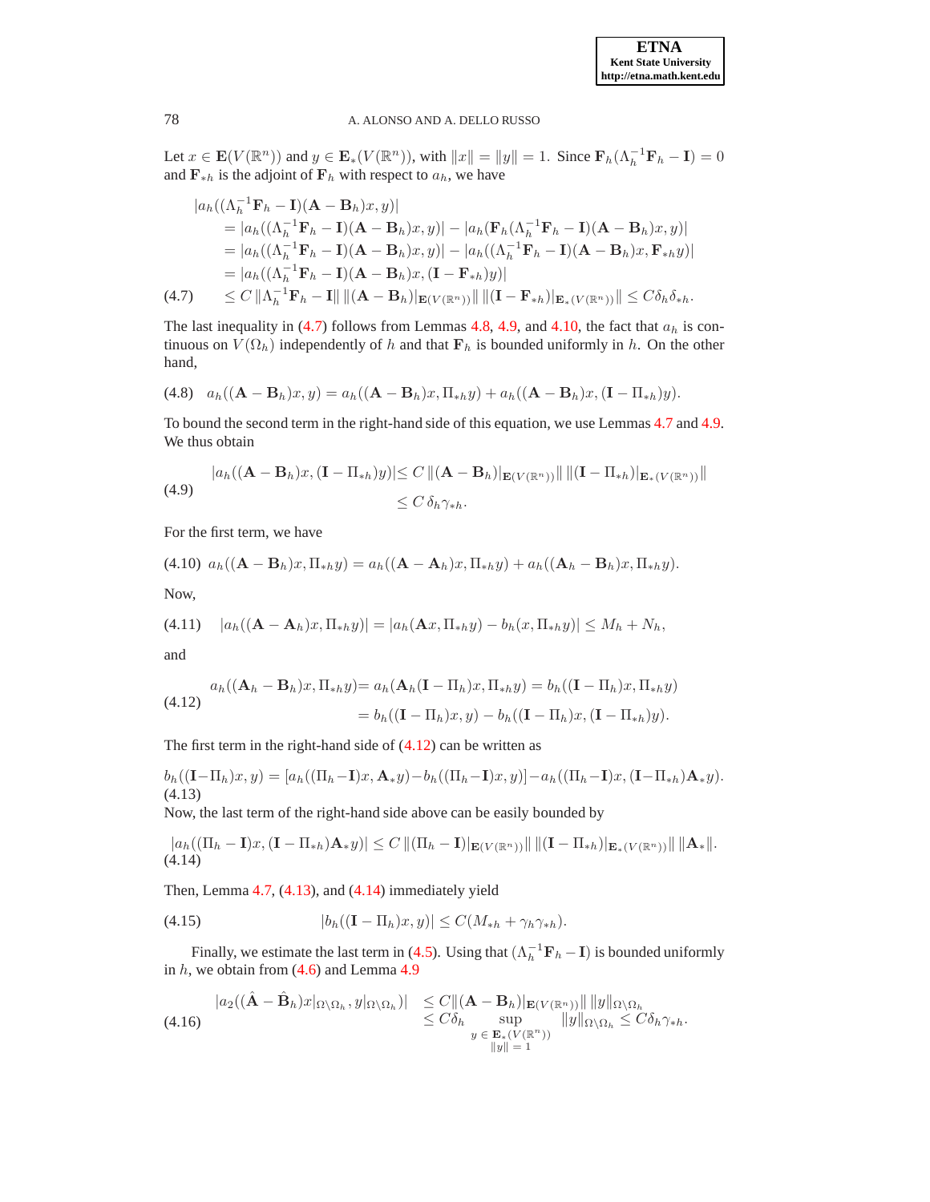Let $x \in \mathbf{E}(V(\mathbb{R}^n))$ and $y \in \mathbf{E}_*(V(\mathbb{R}^n))$, with $\|x\| = \|y\| = 1$. Since $\mathbf{F}_h(\Lambda_h^{-1}\mathbf{F}_h - \mathbf{I}) = 0$ and $\mathbf{F}_{*h}$ is the adjoint of $\mathbf{F}_h$ with respect to $a_h$, we have

$$
\begin{aligned}
&|a_h((\Lambda_h^{-1}\mathbf{F}_h - \mathbf{I})(\mathbf{A} - \mathbf{B}_h)x, y)| \\
&\quad = |a_h((\Lambda_h^{-1}\mathbf{F}_h - \mathbf{I})(\mathbf{A} - \mathbf{B}_h)x, y)| - |a_h(\mathbf{F}_h(\Lambda_h^{-1}\mathbf{F}_h - \mathbf{I})(\mathbf{A} - \mathbf{B}_h)x, y)| \\
&\quad = |a_h((\Lambda_h^{-1}\mathbf{F}_h - \mathbf{I})(\mathbf{A} - \mathbf{B}_h)x, y)| - |a_h((\Lambda_h^{-1}\mathbf{F}_h - \mathbf{I})(\mathbf{A} - \mathbf{B}_h)x, \mathbf{F}_{*h}y)| \\
&\quad = |a_h((\Lambda_h^{-1}\mathbf{F}_h - \mathbf{I})(\mathbf{A} - \mathbf{B}_h)x, (\mathbf{I} - \mathbf{F}_{*h})y)| \\
&\quad \leq C\,\|\Lambda_h^{-1}\mathbf{F}_h - \mathbf{I}\|\,\|(\mathbf{A} - \mathbf{B}_h)|_{\mathbf{E}(V(\mathbb{R}^n))}\|\,\|(\mathbf{I} - \mathbf{F}_{*h})|_{\mathbf{E}_*(V(\mathbb{R}^n))}\| \leq C\delta_h\delta_{*h}.
\end{aligned} \tag{4.7}
$$

The last inequality in (4.7) follows from Lemmas 4.8, 4.9, and 4.10, the fact that $a_h$ is continuous on $V(\Omega_h)$ independently of $h$ and that $\mathbf{F}_h$ is bounded uniformly in $h$. On the other hand,

$$
a_h((\mathbf{A} - \mathbf{B}_h)x, y) = a_h((\mathbf{A} - \mathbf{B}_h)x, \Pi_{*h}y) + a_h((\mathbf{A} - \mathbf{B}_h)x, (\mathbf{I} - \Pi_{*h})y). \tag{4.8}
$$

To bound the second term in the right-hand side of this equation, we use Lemmas 4.7 and 4.9. We thus obtain

$$
\begin{aligned}
|a_h((\mathbf{A} - \mathbf{B}_h)x, (\mathbf{I} - \Pi_{*h})y)| &\leq C\,\|(\mathbf{A} - \mathbf{B}_h)|_{\mathbf{E}(V(\mathbb{R}^n))}\|\,\|(\mathbf{I} - \Pi_{*h})|_{\mathbf{E}_*(V(\mathbb{R}^n))}\| \\
&\leq C\,\delta_h\gamma_{*h}.
\end{aligned} \tag{4.9}
$$

For the first term, we have

$$
a_h((\mathbf{A} - \mathbf{B}_h)x, \Pi_{*h}y) = a_h((\mathbf{A} - \mathbf{A}_h)x, \Pi_{*h}y) + a_h((\mathbf{A}_h - \mathbf{B}_h)x, \Pi_{*h}y). \tag{4.10}
$$

Now,

$$
|a_h((\mathbf{A} - \mathbf{A}_h)x, \Pi_{*h}y)| = |a_h(\mathbf{A}x, \Pi_{*h}y) - b_h(x, \Pi_{*h}y)| \leq M_h + N_h, \tag{4.11}
$$

and

$$
\begin{aligned}
a_h((\mathbf{A}_h - \mathbf{B}_h)x, \Pi_{*h}y) &= a_h(\mathbf{A}_h(\mathbf{I} - \Pi_h)x, \Pi_{*h}y) = b_h((\mathbf{I} - \Pi_h)x, \Pi_{*h}y) \\
&= b_h((\mathbf{I} - \Pi_h)x, y) - b_h((\mathbf{I} - \Pi_h)x, (\mathbf{I} - \Pi_{*h})y).
\end{aligned} \tag{4.12}
$$

The first term in the right-hand side of (4.12) can be written as

$$
b_h((\mathbf{I}-\Pi_h)x, y) = [a_h((\Pi_h-\mathbf{I})x, \mathbf{A}_*y) - b_h((\Pi_h-\mathbf{I})x, y)] - a_h((\Pi_h-\mathbf{I})x, (\mathbf{I}-\Pi_{*h})\mathbf{A}_*y). \tag{4.13}
$$

Now, the last term of the right-hand side above can be easily bounded by

$$
|a_h((\Pi_h - \mathbf{I})x, (\mathbf{I} - \Pi_{*h})\mathbf{A}_*y)| \leq C\,\|(\Pi_h - \mathbf{I})|_{\mathbf{E}(V(\mathbb{R}^n))}\|\,\|(\mathbf{I} - \Pi_{*h})|_{\mathbf{E}_*(V(\mathbb{R}^n))}\|\,\|\mathbf{A}_*\|. \tag{4.14}
$$

Then, Lemma 4.7, (4.13), and (4.14) immediately yield

$$
|b_h((\mathbf{I} - \Pi_h)x, y)| \leq C(M_{*h} + \gamma_h\gamma_{*h}). \tag{4.15}
$$

Finally, we estimate the last term in (4.5). Using that $(\Lambda_h^{-1}\mathbf{F}_h - \mathbf{I})$ is bounded uniformly in $h$, we obtain from (4.6) and Lemma 4.9

$$
\begin{aligned}
|a_2((\hat{\mathbf{A}} - \hat{\mathbf{B}}_h)x|_{\Omega\setminus\Omega_h}, y|_{\Omega\setminus\Omega_h})| &\leq C\|(\mathbf{A} - \mathbf{B}_h)|_{\mathbf{E}(V(\mathbb{R}^n))}\|\,\|y\|_{\Omega\setminus\Omega_h} \\
&\leq C\delta_h \sup_{\substack{y\,\in\,\mathbf{E}_*(V(\mathbb{R}^n)) \\ \|y\| = 1}} \|y\|_{\Omega\setminus\Omega_h} \leq C\delta_h\gamma_{*h}.
\end{aligned} \tag{4.16}
$$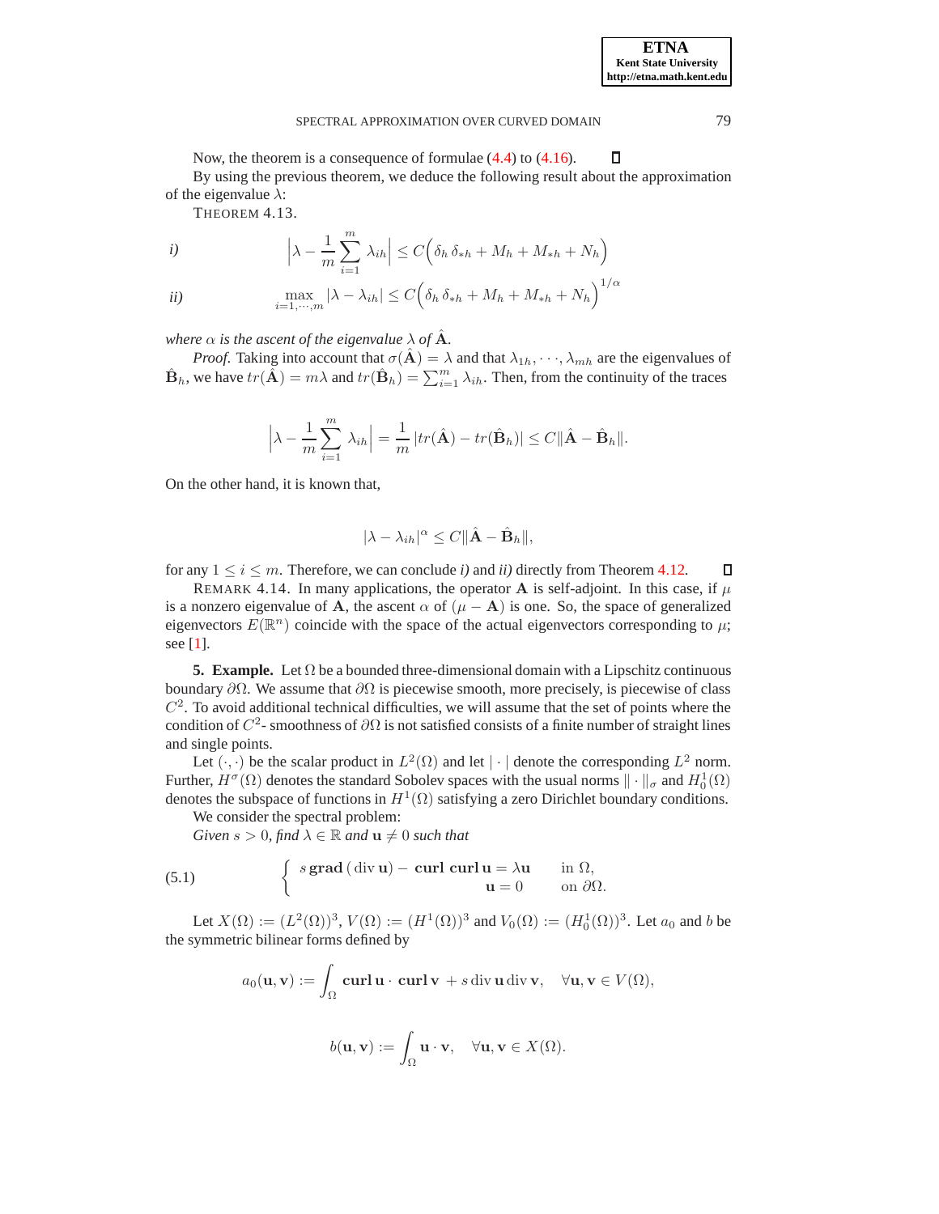Now, the theorem is a consequence of formulae (4.4) to (4.16). ∎

By using the previous theorem, we deduce the following result about the approximation of the eigenvalue $\lambda$:

THEOREM 4.13.

*i)*
$$\Big|\lambda - \frac{1}{m}\sum_{i=1}^{m} \lambda_{ih}\Big| \leq C\Big(\delta_h\, \delta_{*h} + M_h + M_{*h} + N_h\Big)$$

*ii)*
$$\max_{i=1,\cdots,m} |\lambda - \lambda_{ih}| \leq C\Big(\delta_h\, \delta_{*h} + M_h + M_{*h} + N_h\Big)^{1/\alpha}$$

*where $\alpha$ is the ascent of the eigenvalue $\lambda$ of $\hat{\mathbf{A}}$.*

*Proof.* Taking into account that $\sigma(\hat{\mathbf{A}}) = \lambda$ and that $\lambda_{1h}, \cdots, \lambda_{mh}$ are the eigenvalues of $\hat{\mathbf{B}}_h$, we have $tr(\hat{\mathbf{A}}) = m\lambda$ and $tr(\hat{\mathbf{B}}_h) = \sum_{i=1}^{m} \lambda_{ih}$. Then, from the continuity of the traces

$$\Big|\lambda - \frac{1}{m}\sum_{i=1}^{m} \lambda_{ih}\Big| = \frac{1}{m}\,|tr(\hat{\mathbf{A}}) - tr(\hat{\mathbf{B}}_h)| \leq C\|\hat{\mathbf{A}} - \hat{\mathbf{B}}_h\|.$$

On the other hand, it is known that,

$$|\lambda - \lambda_{ih}|^{\alpha} \leq C\|\hat{\mathbf{A}} - \hat{\mathbf{B}}_h\|,$$

for any $1 \leq i \leq m$. Therefore, we can conclude *i)* and *ii)* directly from Theorem 4.12. ∎

REMARK 4.14. In many applications, the operator $\mathbf{A}$ is self-adjoint. In this case, if $\mu$ is a nonzero eigenvalue of $\mathbf{A}$, the ascent $\alpha$ of $(\mu - \mathbf{A})$ is one. So, the space of generalized eigenvectors $E(\mathbb{R}^n)$ coincide with the space of the actual eigenvectors corresponding to $\mu$; see [1].

**5. Example.** Let $\Omega$ be a bounded three-dimensional domain with a Lipschitz continuous boundary $\partial\Omega$. We assume that $\partial\Omega$ is piecewise smooth, more precisely, is piecewise of class $C^2$. To avoid additional technical difficulties, we will assume that the set of points where the condition of $C^2$- smoothness of $\partial\Omega$ is not satisfied consists of a finite number of straight lines and single points.

Let $(\cdot,\cdot)$ be the scalar product in $L^2(\Omega)$ and let $|\cdot|$ denote the corresponding $L^2$ norm. Further, $H^\sigma(\Omega)$ denotes the standard Sobolev spaces with the usual norms $\|\cdot\|_\sigma$ and $H^1_0(\Omega)$ denotes the subspace of functions in $H^1(\Omega)$ satisfying a zero Dirichlet boundary conditions.

We consider the spectral problem:

*Given $s > 0$, find $\lambda \in \mathbb{R}$ and $\mathbf{u} \neq 0$ such that*

$$\left\{ \begin{array}{rl} s\,\mathbf{grad}\,(\operatorname{div}\mathbf{u}) - \mathbf{curl}\,\mathbf{curl}\,\mathbf{u} = \lambda\mathbf{u} & \text{in } \Omega, \\ \mathbf{u} = 0 & \text{on } \partial\Omega. \end{array} \right. \tag{5.1}$$

Let $X(\Omega) := (L^2(\Omega))^3$, $V(\Omega) := (H^1(\Omega))^3$ and $V_0(\Omega) := (H^1_0(\Omega))^3$. Let $a_0$ and $b$ be the symmetric bilinear forms defined by

$$a_0(\mathbf{u},\mathbf{v}) := \int_\Omega \mathbf{curl}\,\mathbf{u}\cdot\,\mathbf{curl}\,\mathbf{v}\, + s\operatorname{div}\mathbf{u}\operatorname{div}\mathbf{v}, \quad \forall \mathbf{u},\mathbf{v} \in V(\Omega),$$

$$b(\mathbf{u},\mathbf{v}) := \int_\Omega \mathbf{u}\cdot\mathbf{v}, \quad \forall \mathbf{u},\mathbf{v} \in X(\Omega).$$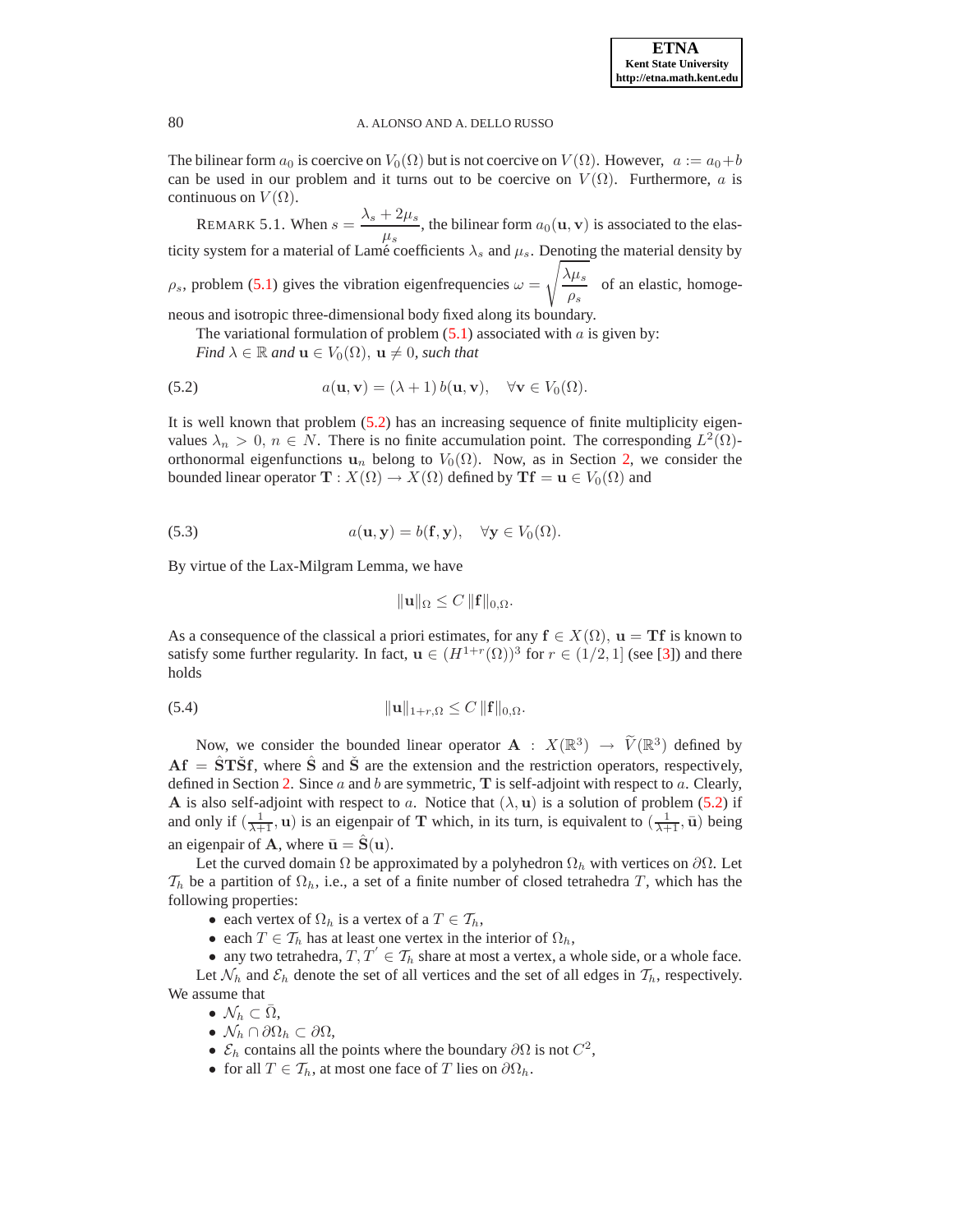The bilinear form $a_0$ is coercive on $V_0(\Omega)$ but is not coercive on $V(\Omega)$. However, $a := a_0 + b$ can be used in our problem and it turns out to be coercive on $V(\Omega)$. Furthermore, $a$ is continuous on $V(\Omega)$.

REMARK 5.1. When $s = \dfrac{\lambda_s + 2\mu_s}{\mu_s}$, the bilinear form $a_0(\mathbf{u}, \mathbf{v})$ is associated to the elasticity system for a material of Lamé coefficients $\lambda_s$ and $\mu_s$. Denoting the material density by $\rho_s$, problem (5.1) gives the vibration eigenfrequencies $\omega = \sqrt{\dfrac{\lambda \mu_s}{\rho_s}}$ of an elastic, homogeneous and isotropic three-dimensional body fixed along its boundary.

The variational formulation of problem (5.1) associated with $a$ is given by:

*Find* $\lambda \in \mathbb{R}$ *and* $\mathbf{u} \in V_0(\Omega)$, $\mathbf{u} \neq 0$, *such that*

$$a(\mathbf{u}, \mathbf{v}) = (\lambda + 1)\, b(\mathbf{u}, \mathbf{v}), \quad \forall \mathbf{v} \in V_0(\Omega). \tag{5.2}$$

It is well known that problem (5.2) has an increasing sequence of finite multiplicity eigenvalues $\lambda_n > 0$, $n \in N$. There is no finite accumulation point. The corresponding $L^2(\Omega)$-orthonormal eigenfunctions $\mathbf{u}_n$ belong to $V_0(\Omega)$. Now, as in Section 2, we consider the bounded linear operator $\mathbf{T} : X(\Omega) \to X(\Omega)$ defined by $\mathbf{Tf} = \mathbf{u} \in V_0(\Omega)$ and

$$a(\mathbf{u}, \mathbf{y}) = b(\mathbf{f}, \mathbf{y}), \quad \forall \mathbf{y} \in V_0(\Omega). \tag{5.3}$$

By virtue of the Lax-Milgram Lemma, we have

$$\|\mathbf{u}\|_{\Omega} \leq C\, \|\mathbf{f}\|_{0,\Omega}.$$

As a consequence of the classical a priori estimates, for any $\mathbf{f} \in X(\Omega)$, $\mathbf{u} = \mathbf{Tf}$ is known to satisfy some further regularity. In fact, $\mathbf{u} \in (H^{1+r}(\Omega))^3$ for $r \in (1/2, 1]$ (see [3]) and there holds

$$\|\mathbf{u}\|_{1+r,\Omega} \leq C\, \|\mathbf{f}\|_{0,\Omega}. \tag{5.4}$$

Now, we consider the bounded linear operator $\mathbf{A} : X(\mathbb{R}^3) \to \widetilde{V}(\mathbb{R}^3)$ defined by $\mathbf{Af} = \hat{\mathbf{S}}\mathbf{T}\check{\mathbf{S}}\mathbf{f}$, where $\hat{\mathbf{S}}$ and $\check{\mathbf{S}}$ are the extension and the restriction operators, respectively, defined in Section 2. Since $a$ and $b$ are symmetric, $\mathbf{T}$ is self-adjoint with respect to $a$. Clearly, $\mathbf{A}$ is also self-adjoint with respect to $a$. Notice that $(\lambda, \mathbf{u})$ is a solution of problem (5.2) if and only if $(\frac{1}{\lambda+1}, \mathbf{u})$ is an eigenpair of $\mathbf{T}$ which, in its turn, is equivalent to $(\frac{1}{\lambda+1}, \bar{\mathbf{u}})$ being an eigenpair of $\mathbf{A}$, where $\bar{\mathbf{u}} = \hat{\mathbf{S}}(\mathbf{u})$.

Let the curved domain $\Omega$ be approximated by a polyhedron $\Omega_h$ with vertices on $\partial\Omega$. Let $\mathcal{T}_h$ be a partition of $\Omega_h$, i.e., a set of a finite number of closed tetrahedra $T$, which has the following properties:

- each vertex of $\Omega_h$ is a vertex of a $T \in \mathcal{T}_h$,
- each $T \in \mathcal{T}_h$ has at least one vertex in the interior of $\Omega_h$,
- any two tetrahedra, $T, T' \in \mathcal{T}_h$ share at most a vertex, a whole side, or a whole face.

Let $\mathcal{N}_h$ and $\mathcal{E}_h$ denote the set of all vertices and the set of all edges in $\mathcal{T}_h$, respectively. We assume that

- $\mathcal{N}_h \subset \bar{\Omega}$,
- $\mathcal{N}_h \cap \partial\Omega_h \subset \partial\Omega$,
- $\mathcal{E}_h$ contains all the points where the boundary $\partial\Omega$ is not $C^2$,
- for all $T \in \mathcal{T}_h$, at most one face of $T$ lies on $\partial\Omega_h$.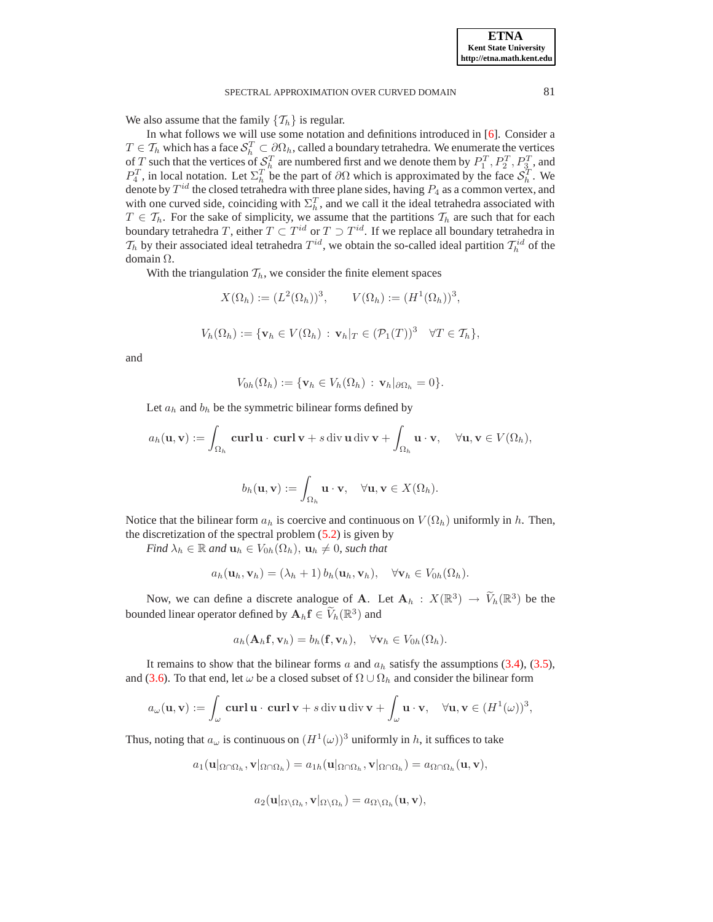We also assume that the family $\{\mathcal{T}_h\}$ is regular.

In what follows we will use some notation and definitions introduced in [6]. Consider a $T \in \mathcal{T}_h$ which has a face $\mathcal{S}_h^T \subset \partial\Omega_h$, called a boundary tetrahedra. We enumerate the vertices of $T$ such that the vertices of $\mathcal{S}_h^T$ are numbered first and we denote them by $P_1^T, P_2^T, P_3^T$, and $P_4^T$, in local notation. Let $\Sigma_h^T$ be the part of $\partial\Omega$ which is approximated by the face $\mathcal{S}_h^T$. We denote by $T^{id}$ the closed tetrahedra with three plane sides, having $P_4$ as a common vertex, and with one curved side, coinciding with $\Sigma_h^T$, and we call it the ideal tetrahedra associated with $T \in \mathcal{T}_h$. For the sake of simplicity, we assume that the partitions $\mathcal{T}_h$ are such that for each boundary tetrahedra $T$, either $T \subset T^{id}$ or $T \supset T^{id}$. If we replace all boundary tetrahedra in $\mathcal{T}_h$ by their associated ideal tetrahedra $T^{id}$, we obtain the so-called ideal partition $\mathcal{T}_h^{id}$ of the domain $\Omega$.

With the triangulation $\mathcal{T}_h$, we consider the finite element spaces

$$X(\Omega_h) := (L^2(\Omega_h))^3, \qquad V(\Omega_h) := (H^1(\Omega_h))^3,$$

$$V_h(\Omega_h) := \{\mathbf{v}_h \in V(\Omega_h) \,:\, \mathbf{v}_h|_T \in (\mathcal{P}_1(T))^3 \quad \forall T \in \mathcal{T}_h\},$$

and

$$V_{0h}(\Omega_h) := \{\mathbf{v}_h \in V_h(\Omega_h) \,:\, \mathbf{v}_h|_{\partial\Omega_h} = 0\}.$$

Let $a_h$ and $b_h$ be the symmetric bilinear forms defined by

$$a_h(\mathbf{u}, \mathbf{v}) := \int_{\Omega_h} \mathbf{curl}\,\mathbf{u} \cdot \mathbf{curl}\,\mathbf{v} + s \operatorname{div}\mathbf{u} \operatorname{div}\mathbf{v} + \int_{\Omega_h} \mathbf{u} \cdot \mathbf{v}, \quad \forall \mathbf{u}, \mathbf{v} \in V(\Omega_h),$$

$$b_h(\mathbf{u}, \mathbf{v}) := \int_{\Omega_h} \mathbf{u} \cdot \mathbf{v}, \quad \forall \mathbf{u}, \mathbf{v} \in X(\Omega_h).$$

Notice that the bilinear form $a_h$ is coercive and continuous on $V(\Omega_h)$ uniformly in $h$. Then, the discretization of the spectral problem (5.2) is given by

*Find* $\lambda_h \in \mathbb{R}$ *and* $\mathbf{u}_h \in V_{0h}(\Omega_h)$, $\mathbf{u}_h \neq 0$, *such that*

$$a_h(\mathbf{u}_h, \mathbf{v}_h) = (\lambda_h + 1)\, b_h(\mathbf{u}_h, \mathbf{v}_h), \quad \forall \mathbf{v}_h \in V_{0h}(\Omega_h).$$

Now, we can define a discrete analogue of $\mathbf{A}$. Let $\mathbf{A}_h : X(\mathbb{R}^3) \to \widetilde{V}_h(\mathbb{R}^3)$ be the bounded linear operator defined by $\mathbf{A}_h\mathbf{f} \in \widetilde{V}_h(\mathbb{R}^3)$ and

$$a_h(\mathbf{A}_h\mathbf{f}, \mathbf{v}_h) = b_h(\mathbf{f}, \mathbf{v}_h), \quad \forall \mathbf{v}_h \in V_{0h}(\Omega_h).$$

It remains to show that the bilinear forms $a$ and $a_h$ satisfy the assumptions (3.4), (3.5), and (3.6). To that end, let $\omega$ be a closed subset of $\Omega \cup \Omega_h$ and consider the bilinear form

$$a_\omega(\mathbf{u}, \mathbf{v}) := \int_\omega \mathbf{curl}\,\mathbf{u} \cdot \mathbf{curl}\,\mathbf{v} + s \operatorname{div}\mathbf{u} \operatorname{div}\mathbf{v} + \int_\omega \mathbf{u} \cdot \mathbf{v}, \quad \forall \mathbf{u}, \mathbf{v} \in (H^1(\omega))^3,$$

Thus, noting that $a_\omega$ is continuous on $(H^1(\omega))^3$ uniformly in $h$, it suffices to take

$$a_1(\mathbf{u}|_{\Omega\cap\Omega_h}, \mathbf{v}|_{\Omega\cap\Omega_h}) = a_{1h}(\mathbf{u}|_{\Omega\cap\Omega_h}, \mathbf{v}|_{\Omega\cap\Omega_h}) = a_{\Omega\cap\Omega_h}(\mathbf{u}, \mathbf{v}),$$

$$a_2(\mathbf{u}|_{\Omega\setminus\Omega_h}, \mathbf{v}|_{\Omega\setminus\Omega_h}) = a_{\Omega\setminus\Omega_h}(\mathbf{u}, \mathbf{v}),$$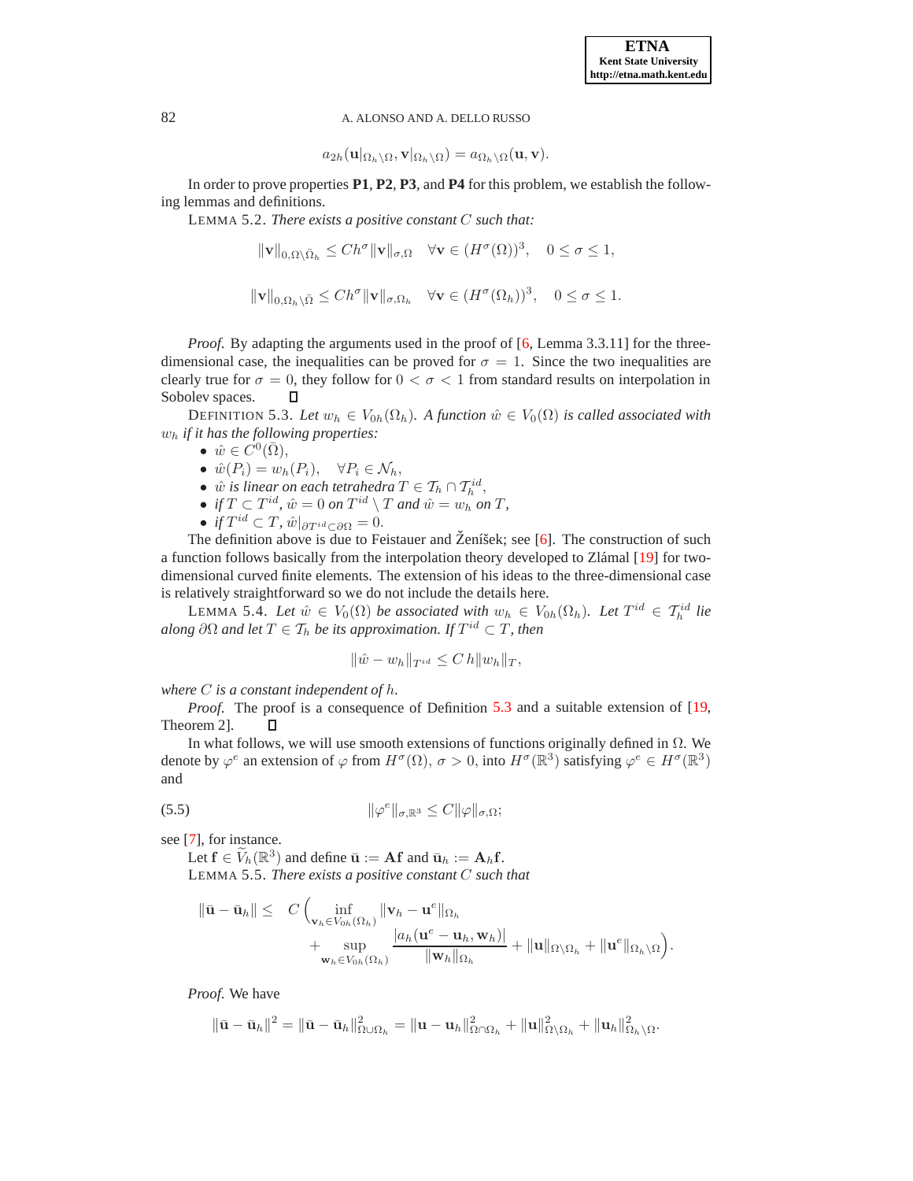$$a_{2h}(\mathbf{u}|_{\Omega_h \setminus \Omega}, \mathbf{v}|_{\Omega_h \setminus \Omega}) = a_{\Omega_h \setminus \Omega}(\mathbf{u}, \mathbf{v}).$$

In order to prove properties **P1**, **P2**, **P3**, and **P4** for this problem, we establish the following lemmas and definitions.

LEMMA 5.2. *There exists a positive constant $C$ such that:*

$$\|\mathbf{v}\|_{0,\Omega\setminus\bar{\Omega}_h} \leq Ch^\sigma \|\mathbf{v}\|_{\sigma,\Omega} \quad \forall \mathbf{v} \in (H^\sigma(\Omega))^3, \quad 0 \leq \sigma \leq 1,$$

$$\|\mathbf{v}\|_{0,\Omega_h\setminus\bar{\Omega}} \leq Ch^\sigma \|\mathbf{v}\|_{\sigma,\Omega_h} \quad \forall \mathbf{v} \in (H^\sigma(\Omega_h))^3, \quad 0 \leq \sigma \leq 1.$$

*Proof.* By adapting the arguments used in the proof of [6, Lemma 3.3.11] for the three-dimensional case, the inequalities can be proved for $\sigma = 1$. Since the two inequalities are clearly true for $\sigma = 0$, they follow for $0 < \sigma < 1$ from standard results on interpolation in Sobolev spaces. ∎

DEFINITION 5.3. *Let $w_h \in V_{0h}(\Omega_h)$. A function $\hat{w} \in V_0(\Omega)$ is called associated with $w_h$ if it has the following properties:*

- $\hat{w} \in C^0(\bar{\Omega})$,
- $\hat{w}(P_i) = w_h(P_i), \quad \forall P_i \in \mathcal{N}_h$,
- *$\hat{w}$ is linear on each tetrahedra $T \in \mathcal{T}_h \cap \mathcal{T}_h^{id}$,*
- *if $T \subset T^{id}$, $\hat{w} = 0$ on $T^{id} \setminus T$ and $\hat{w} = w_h$ on $T$,*
- *if $T^{id} \subset T$, $\hat{w}|_{\partial T^{id} \subset \partial\Omega} = 0$.*

The definition above is due to Feistauer and Ženíšek; see [6]. The construction of such a function follows basically from the interpolation theory developed to Zlámal [19] for two-dimensional curved finite elements. The extension of his ideas to the three-dimensional case is relatively straightforward so we do not include the details here.

LEMMA 5.4. *Let $\hat{w} \in V_0(\Omega)$ be associated with $w_h \in V_{0h}(\Omega_h)$. Let $T^{id} \in \mathcal{T}_h^{id}$ lie along $\partial\Omega$ and let $T \in \mathcal{T}_h$ be its approximation. If $T^{id} \subset T$, then*

$$\|\hat{w} - w_h\|_{T^{id}} \leq C\, h \|w_h\|_T,$$

*where $C$ is a constant independent of $h$.*

*Proof.* The proof is a consequence of Definition 5.3 and a suitable extension of [19, Theorem 2]. ∎

In what follows, we will use smooth extensions of functions originally defined in $\Omega$. We denote by $\varphi^e$ an extension of $\varphi$ from $H^\sigma(\Omega)$, $\sigma > 0$, into $H^\sigma(\mathbb{R}^3)$ satisfying $\varphi^e \in H^\sigma(\mathbb{R}^3)$ and

$$\|\varphi^e\|_{\sigma,\mathbb{R}^3} \leq C\|\varphi\|_{\sigma,\Omega}; \tag{5.5}$$

see [7], for instance.

Let $\mathbf{f} \in \widetilde{V}_h(\mathbb{R}^3)$ and define $\bar{\mathbf{u}} := \mathbf{A}\mathbf{f}$ and $\bar{\mathbf{u}}_h := \mathbf{A}_h\mathbf{f}$.

LEMMA 5.5. *There exists a positive constant $C$ such that*

$$\|\bar{\mathbf{u}} - \bar{\mathbf{u}}_h\| \leq C\Big(\inf_{\mathbf{v}_h \in V_{0h}(\Omega_h)} \|\mathbf{v}_h - \mathbf{u}^e\|_{\Omega_h} + \sup_{\mathbf{w}_h \in V_{0h}(\Omega_h)} \frac{|a_h(\mathbf{u}^e - \mathbf{u}_h, \mathbf{w}_h)|}{\|\mathbf{w}_h\|_{\Omega_h}} + \|\mathbf{u}\|_{\Omega\setminus\Omega_h} + \|\mathbf{u}^e\|_{\Omega_h\setminus\Omega}\Big).$$

*Proof.* We have

$$\|\bar{\mathbf{u}} - \bar{\mathbf{u}}_h\|^2 = \|\bar{\mathbf{u}} - \bar{\mathbf{u}}_h\|^2_{\Omega\cup\Omega_h} = \|\mathbf{u} - \mathbf{u}_h\|^2_{\Omega\cap\Omega_h} + \|\mathbf{u}\|^2_{\Omega\setminus\Omega_h} + \|\mathbf{u}_h\|^2_{\Omega_h\setminus\Omega}.$$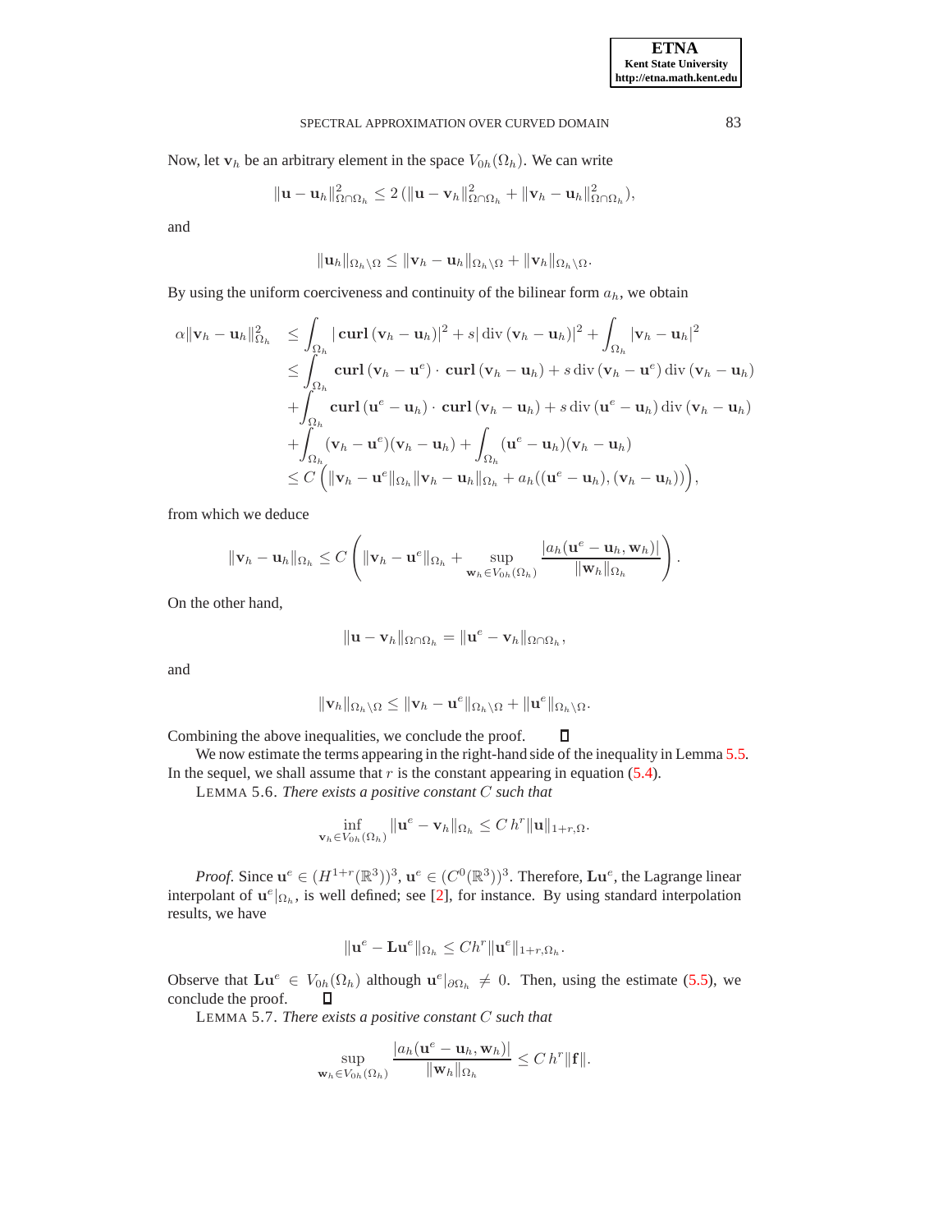Now, let $\mathbf{v}_h$ be an arbitrary element in the space $V_{0h}(\Omega_h)$. We can write

$$\|\mathbf{u} - \mathbf{u}_h\|^2_{\Omega\cap\Omega_h} \leq 2\left(\|\mathbf{u} - \mathbf{v}_h\|^2_{\Omega\cap\Omega_h} + \|\mathbf{v}_h - \mathbf{u}_h\|^2_{\Omega\cap\Omega_h}\right),$$

and

$$\|\mathbf{u}_h\|_{\Omega_h\setminus\Omega} \leq \|\mathbf{v}_h - \mathbf{u}_h\|_{\Omega_h\setminus\Omega} + \|\mathbf{v}_h\|_{\Omega_h\setminus\Omega}.$$

By using the uniform coerciveness and continuity of the bilinear form $a_h$, we obtain

$$\begin{aligned}
\alpha\|\mathbf{v}_h - \mathbf{u}_h\|^2_{\Omega_h} &\leq \int_{\Omega_h} |\,\mathbf{curl}\,(\mathbf{v}_h - \mathbf{u}_h)|^2 + s|\operatorname{div}(\mathbf{v}_h - \mathbf{u}_h)|^2 + \int_{\Omega_h} |\mathbf{v}_h - \mathbf{u}_h|^2 \\
&\leq \int_{\Omega_h} \mathbf{curl}\,(\mathbf{v}_h - \mathbf{u}^e)\cdot\,\mathbf{curl}\,(\mathbf{v}_h - \mathbf{u}_h) + s\operatorname{div}(\mathbf{v}_h - \mathbf{u}^e)\operatorname{div}(\mathbf{v}_h - \mathbf{u}_h) \\
&\quad + \int_{\Omega_h} \mathbf{curl}\,(\mathbf{u}^e - \mathbf{u}_h)\cdot\,\mathbf{curl}\,(\mathbf{v}_h - \mathbf{u}_h) + s\operatorname{div}(\mathbf{u}^e - \mathbf{u}_h)\operatorname{div}(\mathbf{v}_h - \mathbf{u}_h) \\
&\quad + \int_{\Omega_h} (\mathbf{v}_h - \mathbf{u}^e)(\mathbf{v}_h - \mathbf{u}_h) + \int_{\Omega_h} (\mathbf{u}^e - \mathbf{u}_h)(\mathbf{v}_h - \mathbf{u}_h) \\
&\leq C\left(\|\mathbf{v}_h - \mathbf{u}^e\|_{\Omega_h}\|\mathbf{v}_h - \mathbf{u}_h\|_{\Omega_h} + a_h((\mathbf{u}^e - \mathbf{u}_h), (\mathbf{v}_h - \mathbf{u}_h))\right),
\end{aligned}$$

from which we deduce

$$\|\mathbf{v}_h - \mathbf{u}_h\|_{\Omega_h} \leq C\left(\|\mathbf{v}_h - \mathbf{u}^e\|_{\Omega_h} + \sup_{\mathbf{w}_h\in V_{0h}(\Omega_h)} \frac{|a_h(\mathbf{u}^e - \mathbf{u}_h, \mathbf{w}_h)|}{\|\mathbf{w}_h\|_{\Omega_h}}\right).$$

On the other hand,

$$\|\mathbf{u} - \mathbf{v}_h\|_{\Omega\cap\Omega_h} = \|\mathbf{u}^e - \mathbf{v}_h\|_{\Omega\cap\Omega_h},$$

and

$$\|\mathbf{v}_h\|_{\Omega_h\setminus\Omega} \leq \|\mathbf{v}_h - \mathbf{u}^e\|_{\Omega_h\setminus\Omega} + \|\mathbf{u}^e\|_{\Omega_h\setminus\Omega}.$$

Combining the above inequalities, we conclude the proof. ∎

We now estimate the terms appearing in the right-hand side of the inequality in Lemma 5.5. In the sequel, we shall assume that $r$ is the constant appearing in equation (5.4).

LEMMA 5.6. *There exists a positive constant $C$ such that*

$$\inf_{\mathbf{v}_h\in V_{0h}(\Omega_h)} \|\mathbf{u}^e - \mathbf{v}_h\|_{\Omega_h} \leq C\,h^r\|\mathbf{u}\|_{1+r,\Omega}.$$

*Proof.* Since $\mathbf{u}^e \in (H^{1+r}(\mathbb{R}^3))^3$, $\mathbf{u}^e \in (C^0(\mathbb{R}^3))^3$. Therefore, $\mathbf{L}\mathbf{u}^e$, the Lagrange linear interpolant of $\mathbf{u}^e|_{\Omega_h}$, is well defined; see [2], for instance. By using standard interpolation results, we have

$$\|\mathbf{u}^e - \mathbf{L}\mathbf{u}^e\|_{\Omega_h} \leq Ch^r\|\mathbf{u}^e\|_{1+r,\Omega_h}.$$

Observe that $\mathbf{L}\mathbf{u}^e \in V_{0h}(\Omega_h)$ although $\mathbf{u}^e|_{\partial\Omega_h} \neq 0$. Then, using the estimate (5.5), we conclude the proof. ∎

LEMMA 5.7. *There exists a positive constant $C$ such that*

$$\sup_{\mathbf{w}_h\in V_{0h}(\Omega_h)} \frac{|a_h(\mathbf{u}^e - \mathbf{u}_h, \mathbf{w}_h)|}{\|\mathbf{w}_h\|_{\Omega_h}} \leq C\,h^r\|\mathbf{f}\|.$$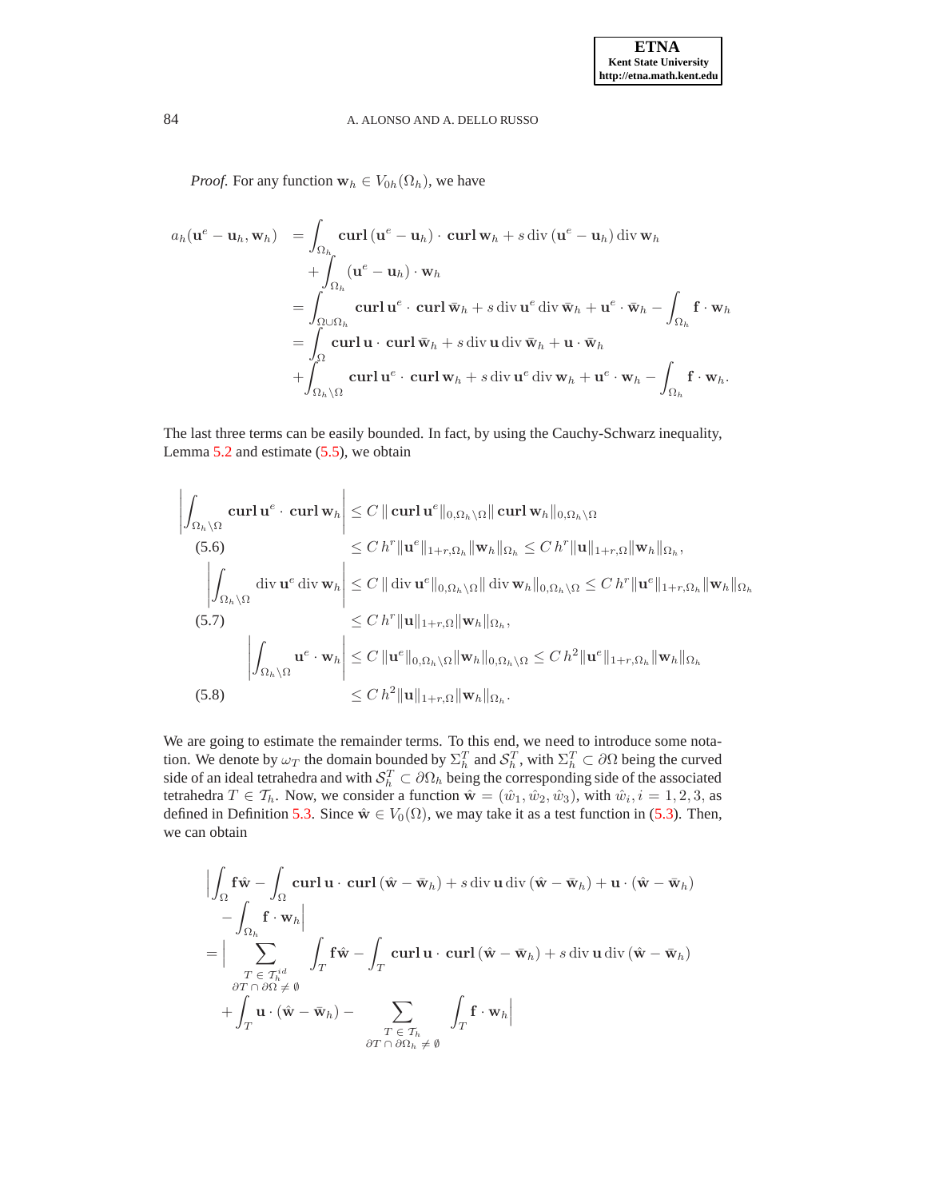*Proof.* For any function $\mathbf{w}_h \in V_{0h}(\Omega_h)$, we have

$$
\begin{aligned}
a_h(\mathbf{u}^e - \mathbf{u}_h, \mathbf{w}_h) &= \int_{\Omega_h} \mathbf{curl}\,(\mathbf{u}^e - \mathbf{u}_h) \cdot \mathbf{curl}\,\mathbf{w}_h + s\,\mathrm{div}\,(\mathbf{u}^e - \mathbf{u}_h)\,\mathrm{div}\,\mathbf{w}_h \\
&\quad + \int_{\Omega_h} (\mathbf{u}^e - \mathbf{u}_h) \cdot \mathbf{w}_h \\
&= \int_{\Omega \cup \Omega_h} \mathbf{curl}\,\mathbf{u}^e \cdot \mathbf{curl}\,\bar{\mathbf{w}}_h + s\,\mathrm{div}\,\mathbf{u}^e\,\mathrm{div}\,\bar{\mathbf{w}}_h + \mathbf{u}^e \cdot \bar{\mathbf{w}}_h - \int_{\Omega_h} \mathbf{f} \cdot \mathbf{w}_h \\
&= \int_{\Omega} \mathbf{curl}\,\mathbf{u} \cdot \mathbf{curl}\,\bar{\mathbf{w}}_h + s\,\mathrm{div}\,\mathbf{u}\,\mathrm{div}\,\bar{\mathbf{w}}_h + \mathbf{u} \cdot \bar{\mathbf{w}}_h \\
&\quad + \int_{\Omega_h \setminus \Omega} \mathbf{curl}\,\mathbf{u}^e \cdot \mathbf{curl}\,\mathbf{w}_h + s\,\mathrm{div}\,\mathbf{u}^e\,\mathrm{div}\,\mathbf{w}_h + \mathbf{u}^e \cdot \mathbf{w}_h - \int_{\Omega_h} \mathbf{f} \cdot \mathbf{w}_h.
\end{aligned}
$$

The last three terms can be easily bounded. In fact, by using the Cauchy-Schwarz inequality, Lemma 5.2 and estimate (5.5), we obtain

$$
\begin{aligned}
\left| \int_{\Omega_h \setminus \Omega} \mathbf{curl}\,\mathbf{u}^e \cdot \mathbf{curl}\,\mathbf{w}_h \right| &\le C\, \| \mathbf{curl}\,\mathbf{u}^e \|_{0,\Omega_h \setminus \Omega} \| \mathbf{curl}\,\mathbf{w}_h \|_{0,\Omega_h \setminus \Omega} \\
&\le C\, h^r \|\mathbf{u}^e\|_{1+r,\Omega_h} \|\mathbf{w}_h\|_{\Omega_h} \le C\, h^r \|\mathbf{u}\|_{1+r,\Omega} \|\mathbf{w}_h\|_{\Omega_h}, \qquad (5.6)
\end{aligned}
$$

$$
\begin{aligned}
\left| \int_{\Omega_h \setminus \Omega} \mathrm{div}\,\mathbf{u}^e\,\mathrm{div}\,\mathbf{w}_h \right| &\le C\, \| \mathrm{div}\,\mathbf{u}^e \|_{0,\Omega_h \setminus \Omega} \| \mathrm{div}\,\mathbf{w}_h \|_{0,\Omega_h \setminus \Omega} \le C\, h^r \|\mathbf{u}^e\|_{1+r,\Omega_h} \|\mathbf{w}_h\|_{\Omega_h} \\
&\le C\, h^r \|\mathbf{u}\|_{1+r,\Omega} \|\mathbf{w}_h\|_{\Omega_h}, \qquad (5.7)
\end{aligned}
$$

$$
\begin{aligned}
\left| \int_{\Omega_h \setminus \Omega} \mathbf{u}^e \cdot \mathbf{w}_h \right| &\le C\, \|\mathbf{u}^e\|_{0,\Omega_h \setminus \Omega} \|\mathbf{w}_h\|_{0,\Omega_h \setminus \Omega} \le C\, h^2 \|\mathbf{u}^e\|_{1+r,\Omega_h} \|\mathbf{w}_h\|_{\Omega_h} \\
&\le C\, h^2 \|\mathbf{u}\|_{1+r,\Omega} \|\mathbf{w}_h\|_{\Omega_h}. \qquad (5.8)
\end{aligned}
$$

We are going to estimate the remainder terms. To this end, we need to introduce some notation. We denote by $\omega_T$ the domain bounded by $\Sigma_h^T$ and $\mathcal{S}_h^T$, with $\Sigma_h^T \subset \partial\Omega$ being the curved side of an ideal tetrahedra and with $\mathcal{S}_h^T \subset \partial\Omega_h$ being the corresponding side of the associated tetrahedra $T \in \mathcal{T}_h$. Now, we consider a function $\hat{\mathbf{w}} = (\hat{w}_1, \hat{w}_2, \hat{w}_3)$, with $\hat{w}_i, i = 1, 2, 3$, as defined in Definition 5.3. Since $\hat{\mathbf{w}} \in V_0(\Omega)$, we may take it as a test function in (5.3). Then, we can obtain

$$
\begin{aligned}
&\Big| \int_{\Omega} \mathbf{f}\hat{\mathbf{w}} - \int_{\Omega} \mathbf{curl}\,\mathbf{u} \cdot \mathbf{curl}\,(\hat{\mathbf{w}} - \bar{\mathbf{w}}_h) + s\,\mathrm{div}\,\mathbf{u}\,\mathrm{div}\,(\hat{\mathbf{w}} - \bar{\mathbf{w}}_h) + \mathbf{u} \cdot (\hat{\mathbf{w}} - \bar{\mathbf{w}}_h) \\
&\quad - \int_{\Omega_h} \mathbf{f} \cdot \mathbf{w}_h \Big| \\
&= \Big| \sum_{\substack{T \,\in\, \mathcal{T}_h^{id} \\ \partial T \,\cap\, \partial\Omega \,\neq\, \emptyset}} \int_T \mathbf{f}\hat{\mathbf{w}} - \int_T \mathbf{curl}\,\mathbf{u} \cdot \mathbf{curl}\,(\hat{\mathbf{w}} - \bar{\mathbf{w}}_h) + s\,\mathrm{div}\,\mathbf{u}\,\mathrm{div}\,(\hat{\mathbf{w}} - \bar{\mathbf{w}}_h) \\
&\quad + \int_T \mathbf{u} \cdot (\hat{\mathbf{w}} - \bar{\mathbf{w}}_h) - \sum_{\substack{T \,\in\, \mathcal{T}_h \\ \partial T \,\cap\, \partial\Omega_h \,\neq\, \emptyset}} \int_T \mathbf{f} \cdot \mathbf{w}_h \Big|
\end{aligned}
$$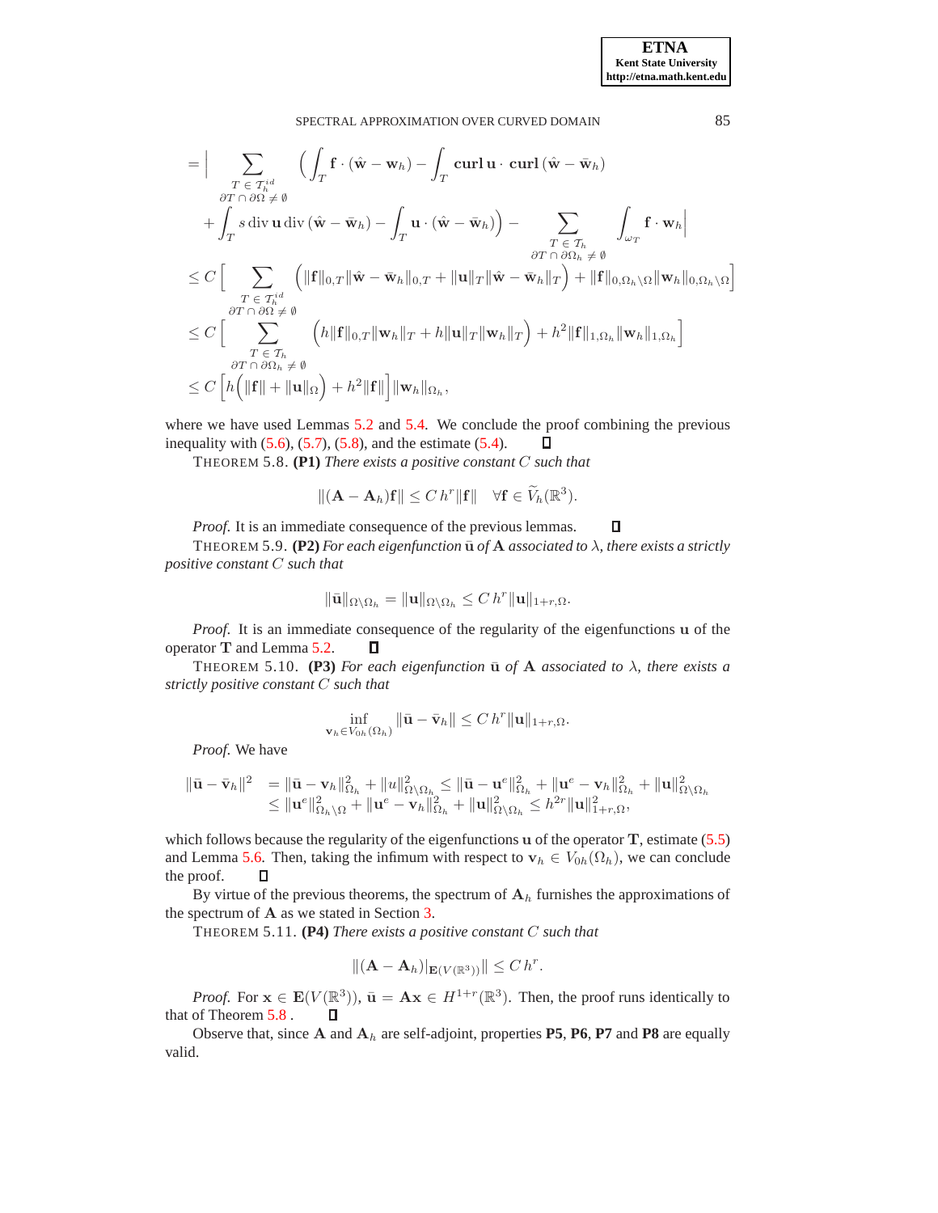$$
\begin{aligned}
&= \Big| \sum_{\substack{T \in \mathcal{T}_h^{id} \\ \partial T \cap \partial\Omega \neq \emptyset}} \Big( \int_T \mathbf{f} \cdot (\hat{\mathbf{w}} - \mathbf{w}_h) - \int_T \mathbf{curl}\,\mathbf{u} \cdot \mathbf{curl}\,(\hat{\mathbf{w}} - \bar{\mathbf{w}}_h) \\
&\quad + \int_T s \operatorname{div}\mathbf{u} \operatorname{div}(\hat{\mathbf{w}} - \bar{\mathbf{w}}_h) - \int_T \mathbf{u} \cdot (\hat{\mathbf{w}} - \bar{\mathbf{w}}_h) \Big) - \sum_{\substack{T \in \mathcal{T}_h \\ \partial T \cap \partial\Omega_h \neq \emptyset}} \int_{\omega_T} \mathbf{f} \cdot \mathbf{w}_h \Big| \\
&\leq C \Big[ \sum_{\substack{T \in \mathcal{T}_h^{id} \\ \partial T \cap \partial\Omega \neq \emptyset}} \Big( \|\mathbf{f}\|_{0,T} \|\hat{\mathbf{w}} - \bar{\mathbf{w}}_h\|_{0,T} + \|\mathbf{u}\|_T \|\hat{\mathbf{w}} - \bar{\mathbf{w}}_h\|_T \Big) + \|\mathbf{f}\|_{0,\Omega_h \setminus \Omega} \|\mathbf{w}_h\|_{0,\Omega_h \setminus \Omega} \Big] \\
&\leq C \Big[ \sum_{\substack{T \in \mathcal{T}_h \\ \partial T \cap \partial\Omega_h \neq \emptyset}} \Big( h\|\mathbf{f}\|_{0,T} \|\mathbf{w}_h\|_T + h\|\mathbf{u}\|_T \|\mathbf{w}_h\|_T \Big) + h^2 \|\mathbf{f}\|_{1,\Omega_h} \|\mathbf{w}_h\|_{1,\Omega_h} \Big] \\
&\leq C \Big[ h\Big( \|\mathbf{f}\| + \|\mathbf{u}\|_\Omega \Big) + h^2 \|\mathbf{f}\| \Big] \|\mathbf{w}_h\|_{\Omega_h},
\end{aligned}
$$

where we have used Lemmas 5.2 and 5.4. We conclude the proof combining the previous inequality with (5.6), (5.7), (5.8), and the estimate (5.4). ∎

THEOREM 5.8. **(P1)** *There exists a positive constant $C$ such that*

$$
\|(\mathbf{A} - \mathbf{A}_h)\mathbf{f}\| \leq C\, h^r \|\mathbf{f}\| \quad \forall \mathbf{f} \in \widetilde{V}_h(\mathbb{R}^3).
$$

*Proof.* It is an immediate consequence of the previous lemmas. ∎

THEOREM 5.9. **(P2)** *For each eigenfunction $\bar{\mathbf{u}}$ of $\mathbf{A}$ associated to $\lambda$, there exists a strictly positive constant $C$ such that*

$$
\|\bar{\mathbf{u}}\|_{\Omega \setminus \Omega_h} = \|\mathbf{u}\|_{\Omega \setminus \Omega_h} \leq C\, h^r \|\mathbf{u}\|_{1+r,\Omega}.
$$

*Proof.* It is an immediate consequence of the regularity of the eigenfunctions $\mathbf{u}$ of the operator $\mathbf{T}$ and Lemma 5.2. ∎

THEOREM 5.10. **(P3)** *For each eigenfunction $\bar{\mathbf{u}}$ of $\mathbf{A}$ associated to $\lambda$, there exists a strictly positive constant $C$ such that*

$$
\inf_{\mathbf{v}_h \in V_{0h}(\Omega_h)} \|\bar{\mathbf{u}} - \bar{\mathbf{v}}_h\| \leq C\, h^r \|\mathbf{u}\|_{1+r,\Omega}.
$$

*Proof.* We have

$$
\begin{aligned}
\|\bar{\mathbf{u}} - \bar{\mathbf{v}}_h\|^2 &= \|\bar{\mathbf{u}} - \mathbf{v}_h\|^2_{\Omega_h} + \|u\|^2_{\Omega \setminus \Omega_h} \leq \|\bar{\mathbf{u}} - \mathbf{u}^e\|^2_{\Omega_h} + \|\mathbf{u}^e - \mathbf{v}_h\|^2_{\Omega_h} + \|\mathbf{u}\|^2_{\Omega \setminus \Omega_h} \\
&\leq \|\mathbf{u}^e\|^2_{\Omega_h \setminus \Omega} + \|\mathbf{u}^e - \mathbf{v}_h\|^2_{\Omega_h} + \|\mathbf{u}\|^2_{\Omega \setminus \Omega_h} \leq h^{2r} \|\mathbf{u}\|^2_{1+r,\Omega},
\end{aligned}
$$

which follows because the regularity of the eigenfunctions $\mathbf{u}$ of the operator $\mathbf{T}$, estimate (5.5) and Lemma 5.6. Then, taking the infimum with respect to $\mathbf{v}_h \in V_{0h}(\Omega_h)$, we can conclude the proof. ∎

By virtue of the previous theorems, the spectrum of $\mathbf{A}_h$ furnishes the approximations of the spectrum of $\mathbf{A}$ as we stated in Section 3.

THEOREM 5.11. **(P4)** *There exists a positive constant $C$ such that*

$$
\|(\mathbf{A} - \mathbf{A}_h)|_{\mathbf{E}(V(\mathbb{R}^3))}\| \leq C\, h^r.
$$

*Proof.* For $\mathbf{x} \in \mathbf{E}(V(\mathbb{R}^3))$, $\bar{\mathbf{u}} = \mathbf{A}\mathbf{x} \in H^{1+r}(\mathbb{R}^3)$. Then, the proof runs identically to that of Theorem 5.8 . ∎

Observe that, since $\mathbf{A}$ and $\mathbf{A}_h$ are self-adjoint, properties **P5**, **P6**, **P7** and **P8** are equally valid.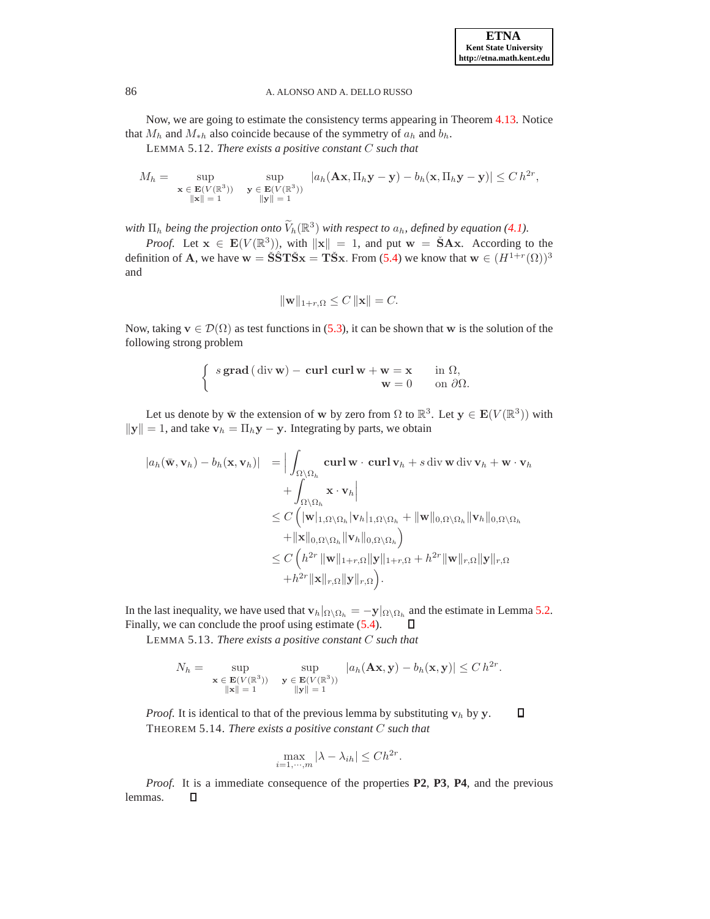Now, we are going to estimate the consistency terms appearing in Theorem 4.13. Notice that $M_h$ and $M_{*h}$ also coincide because of the symmetry of $a_h$ and $b_h$.

LEMMA 5.12. *There exists a positive constant $C$ such that*

$$M_h = \sup_{\substack{\mathbf{x}\,\in\,\mathbf{E}(V(\mathbb{R}^3))\\ \|\mathbf{x}\|\,=\,1}} \; \sup_{\substack{\mathbf{y}\,\in\,\mathbf{E}(V(\mathbb{R}^3))\\ \|\mathbf{y}\|\,=\,1}} |a_h(\mathbf{A}\mathbf{x}, \Pi_h\mathbf{y} - \mathbf{y}) - b_h(\mathbf{x}, \Pi_h\mathbf{y} - \mathbf{y})| \le C\, h^{2r},$$

*with $\Pi_h$ being the projection onto $\widetilde{V}_h(\mathbb{R}^3)$ with respect to $a_h$, defined by equation (4.1).*

*Proof.* Let $\mathbf{x} \in \mathbf{E}(V(\mathbb{R}^3))$, with $\|\mathbf{x}\| = 1$, and put $\mathbf{w} = \check{\mathbf{S}}\mathbf{A}\mathbf{x}$. According to the definition of $\mathbf{A}$, we have $\mathbf{w} = \check{\mathbf{S}}\hat{\mathbf{S}}\mathbf{T}\check{\mathbf{S}}\mathbf{x} = \mathbf{T}\check{\mathbf{S}}\mathbf{x}$. From (5.4) we know that $\mathbf{w} \in (H^{1+r}(\Omega))^3$ and

$$\|\mathbf{w}\|_{1+r,\Omega} \le C\, \|\mathbf{x}\| = C.$$

Now, taking $\mathbf{v} \in \mathcal{D}(\Omega)$ as test functions in (5.3), it can be shown that $\mathbf{w}$ is the solution of the following strong problem

$$\begin{cases} s\,\mathbf{grad}\,(\operatorname{div}\mathbf{w}) - \mathbf{curl}\;\mathbf{curl}\,\mathbf{w} + \mathbf{w} = \mathbf{x} & \text{in } \Omega,\\ \mathbf{w} = 0 & \text{on } \partial\Omega. \end{cases}$$

Let us denote by $\bar{\mathbf{w}}$ the extension of $\mathbf{w}$ by zero from $\Omega$ to $\mathbb{R}^3$. Let $\mathbf{y} \in \mathbf{E}(V(\mathbb{R}^3))$ with $\|\mathbf{y}\| = 1$, and take $\mathbf{v}_h = \Pi_h\mathbf{y} - \mathbf{y}$. Integrating by parts, we obtain

$$\begin{aligned} |a_h(\bar{\mathbf{w}}, \mathbf{v}_h) - b_h(\mathbf{x}, \mathbf{v}_h)| &= \Big| \int_{\Omega\setminus\Omega_h} \mathbf{curl}\,\mathbf{w}\cdot\,\mathbf{curl}\,\mathbf{v}_h + s\operatorname{div}\mathbf{w}\operatorname{div}\mathbf{v}_h + \mathbf{w}\cdot\mathbf{v}_h \\ &\quad + \int_{\Omega\setminus\Omega_h} \mathbf{x}\cdot\mathbf{v}_h \Big| \\ &\le C\Big( |\mathbf{w}|_{1,\Omega\setminus\Omega_h} |\mathbf{v}_h|_{1,\Omega\setminus\Omega_h} + \|\mathbf{w}\|_{0,\Omega\setminus\Omega_h} \|\mathbf{v}_h\|_{0,\Omega\setminus\Omega_h} \\ &\quad + \|\mathbf{x}\|_{0,\Omega\setminus\Omega_h} \|\mathbf{v}_h\|_{0,\Omega\setminus\Omega_h} \Big) \\ &\le C\Big( h^{2r}\, \|\mathbf{w}\|_{1+r,\Omega} \|\mathbf{y}\|_{1+r,\Omega} + h^{2r} \|\mathbf{w}\|_{r,\Omega} \|\mathbf{y}\|_{r,\Omega} \\ &\quad + h^{2r} \|\mathbf{x}\|_{r,\Omega} \|\mathbf{y}\|_{r,\Omega} \Big). \end{aligned}$$

In the last inequality, we have used that $\mathbf{v}_h|_{\Omega\setminus\Omega_h} = -\mathbf{y}|_{\Omega\setminus\Omega_h}$ and the estimate in Lemma 5.2. Finally, we can conclude the proof using estimate (5.4). ☐

LEMMA 5.13. *There exists a positive constant $C$ such that*

$$N_h = \sup_{\substack{\mathbf{x}\,\in\,\mathbf{E}(V(\mathbb{R}^3))\\ \|\mathbf{x}\|\,=\,1}} \; \sup_{\substack{\mathbf{y}\,\in\,\mathbf{E}(V(\mathbb{R}^3))\\ \|\mathbf{y}\|\,=\,1}} |a_h(\mathbf{A}\mathbf{x}, \mathbf{y}) - b_h(\mathbf{x}, \mathbf{y})| \le C\, h^{2r}.$$

*Proof.* It is identical to that of the previous lemma by substituting $\mathbf{v}_h$ by $\mathbf{y}$. ☐

THEOREM 5.14. *There exists a positive constant $C$ such that*

$$\max_{i=1,\cdots,m} |\lambda - \lambda_{ih}| \le C h^{2r}.$$

*Proof.* It is a immediate consequence of the properties **P2**, **P3**, **P4**, and the previous lemmas. ☐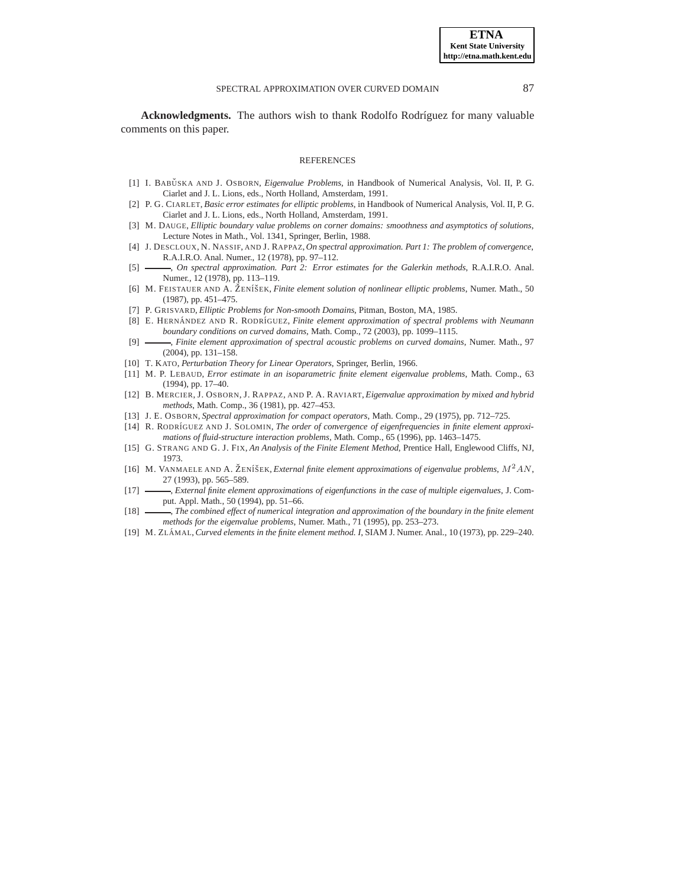**Acknowledgments.** The authors wish to thank Rodolfo Rodríguez for many valuable comments on this paper.

## REFERENCES

[1] I. Babŭska and J. Osborn, *Eigenvalue Problems*, in Handbook of Numerical Analysis, Vol. II, P. G. Ciarlet and J. L. Lions, eds., North Holland, Amsterdam, 1991.

[2] P. G. Ciarlet, *Basic error estimates for elliptic problems*, in Handbook of Numerical Analysis, Vol. II, P. G. Ciarlet and J. L. Lions, eds., North Holland, Amsterdam, 1991.

[3] M. Dauge, *Elliptic boundary value problems on corner domains: smoothness and asymptotics of solutions*, Lecture Notes in Math., Vol. 1341, Springer, Berlin, 1988.

[4] J. Descloux, N. Nassif, and J. Rappaz, *On spectral approximation. Part 1: The problem of convergence*, R.A.I.R.O. Anal. Numer., 12 (1978), pp. 97–112.

[5] ———, *On spectral approximation. Part 2: Error estimates for the Galerkin methods*, R.A.I.R.O. Anal. Numer., 12 (1978), pp. 113–119.

[6] M. Feistauer and A. Ženíšek, *Finite element solution of nonlinear elliptic problems*, Numer. Math., 50 (1987), pp. 451–475.

[7] P. Grisvard, *Elliptic Problems for Non-smooth Domains*, Pitman, Boston, MA, 1985.

[8] E. Hernández and R. Rodríguez, *Finite element approximation of spectral problems with Neumann boundary conditions on curved domains*, Math. Comp., 72 (2003), pp. 1099–1115.

[9] ———, *Finite element approximation of spectral acoustic problems on curved domains*, Numer. Math., 97 (2004), pp. 131–158.

[10] T. Kato, *Perturbation Theory for Linear Operators*, Springer, Berlin, 1966.

[11] M. P. Lebaud, *Error estimate in an isoparametric finite element eigenvalue problems*, Math. Comp., 63 (1994), pp. 17–40.

[12] B. Mercier, J. Osborn, J. Rappaz, and P. A. Raviart, *Eigenvalue approximation by mixed and hybrid methods*, Math. Comp., 36 (1981), pp. 427–453.

[13] J. E. Osborn, *Spectral approximation for compact operators*, Math. Comp., 29 (1975), pp. 712–725.

[14] R. Rodríguez and J. Solomin, *The order of convergence of eigenfrequencies in finite element approximations of fluid-structure interaction problems*, Math. Comp., 65 (1996), pp. 1463–1475.

[15] G. Strang and G. J. Fix, *An Analysis of the Finite Element Method*, Prentice Hall, Englewood Cliffs, NJ, 1973.

[16] M. Vanmaele and A. Ženíšek, *External finite element approximations of eigenvalue problems*, $M^2AN$, 27 (1993), pp. 565–589.

[17] ———, *External finite element approximations of eigenfunctions in the case of multiple eigenvalues*, J. Comput. Appl. Math., 50 (1994), pp. 51–66.

[18] ———, *The combined effect of numerical integration and approximation of the boundary in the finite element methods for the eigenvalue problems*, Numer. Math., 71 (1995), pp. 253–273.

[19] M. Zlámal, *Curved elements in the finite element method. I*, SIAM J. Numer. Anal., 10 (1973), pp. 229–240.